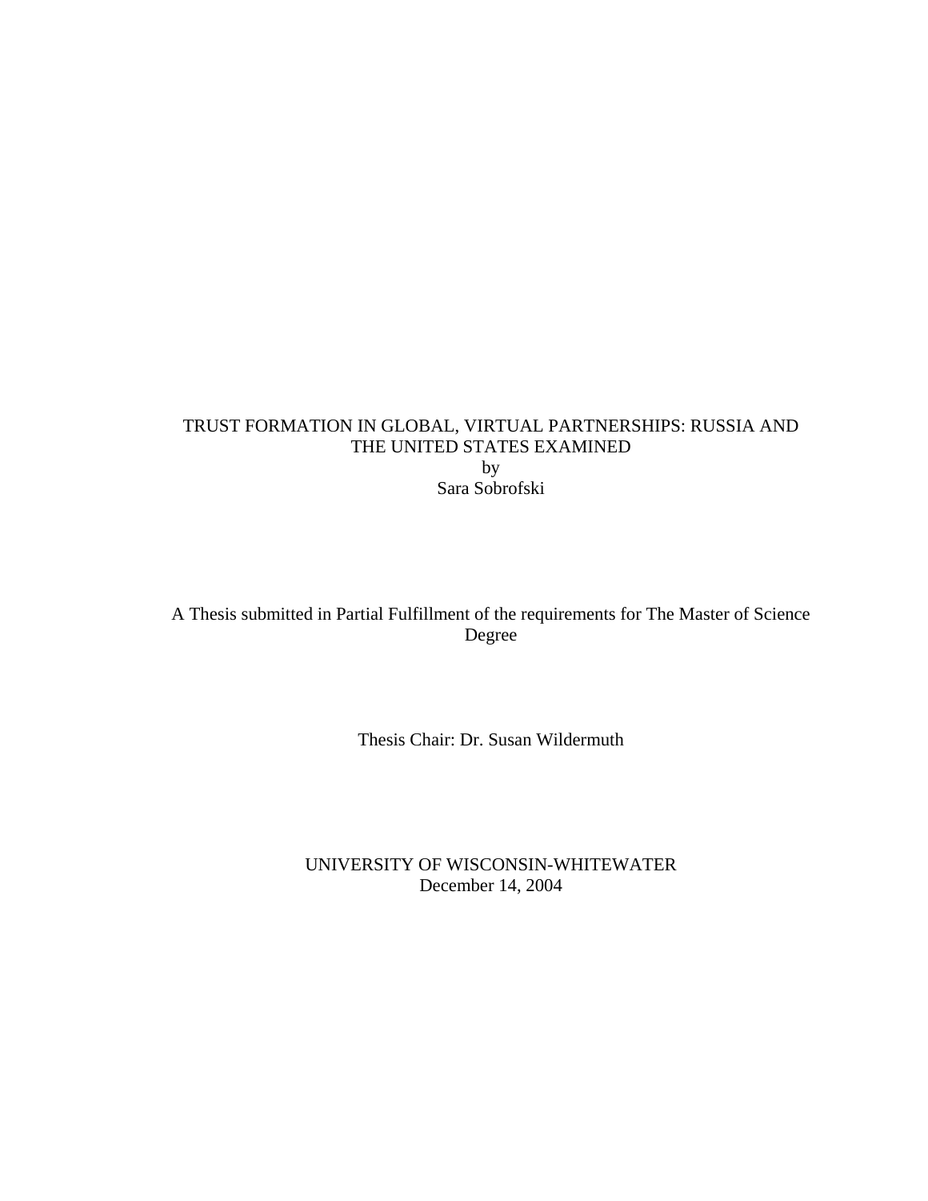# TRUST FORMATION IN GLOBAL, VIRTUAL PARTNERSHIPS: RUSSIA AND THE UNITED STATES EXAMINED

by

Sara Sobrofski

A Thesis submitted in Partial Fulfillment of the requirements for The Master of Science Degree

Thesis Chair: Dr. Susan Wildermuth

UNIVERSITY OF WISCONSIN-WHITEWATER

December 14, 2004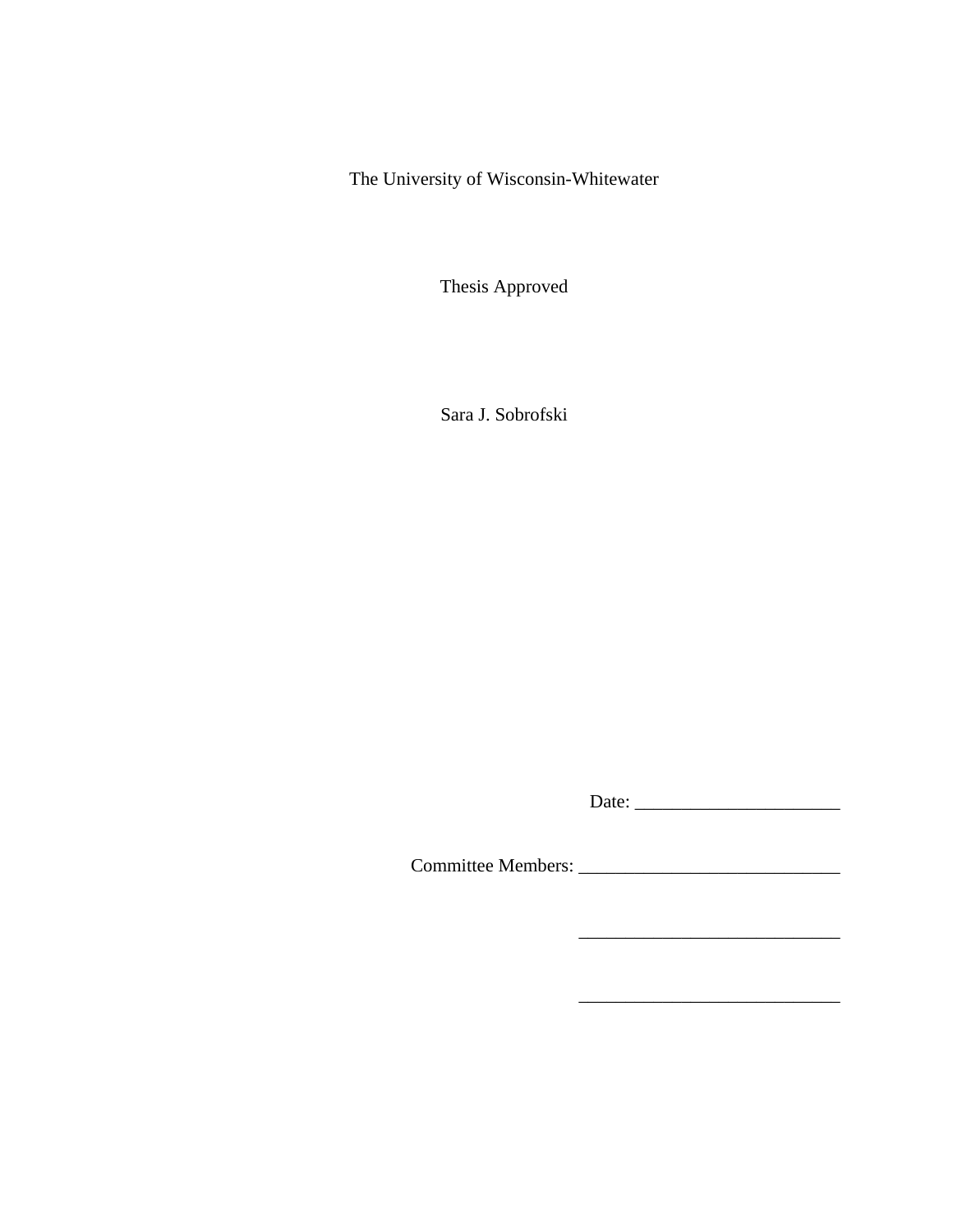The University of Wisconsin-Whitewater

Thesis Approved

Sara J. Sobrofski

Date: ______________________

Committee Members: ____________________________

____________________________

____________________________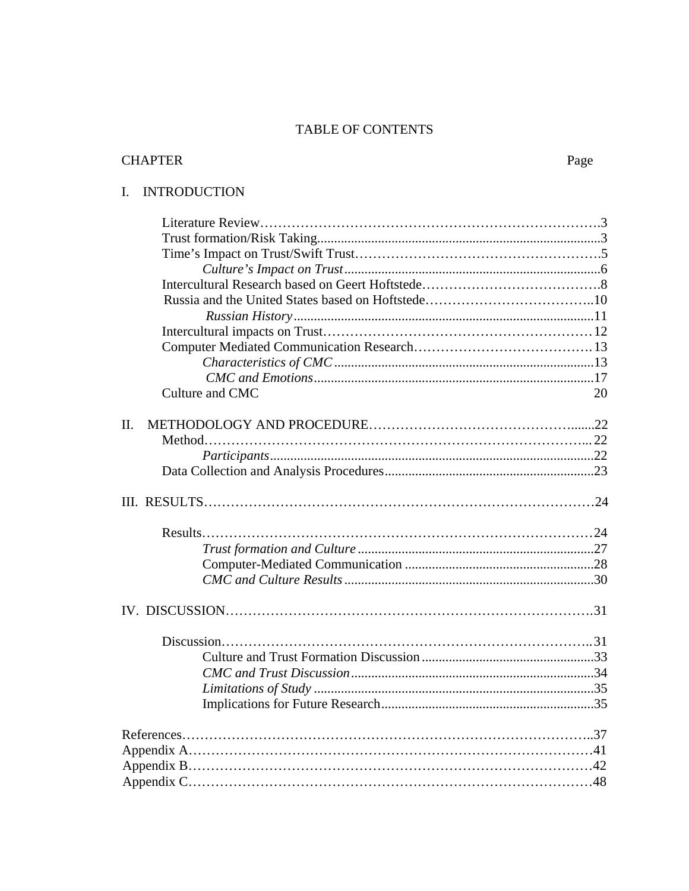# TABLE OF CONTENTS

CHAPTER Page

I. INTRODUCTION

- Literature Review……………………………………………………………….3
- Trust formation/Risk Taking........................................................................................3
- Time's Impact on Trust/Swift Trust……………………………………………….5
    - *Culture's Impact on Trust*..............................................................................6
- Intercultural Research based on Geert Hoftstede………………………………….8
- Russia and the United States based on Hoftstede………………………………..10
    - *Russian History*..........................................................................................11
- Intercultural impacts on Trust……………………………………………………12
- Computer Mediated Communication Research………………………………….13
    - *Characteristics of CMC*...............................................................................13
    - *CMC and Emotions*......................................................................................17
- Culture and CMC 20

II. METHODOLOGY AND PROCEDURE……………………………………......22

- Method……………………………………………………………………….... 22
    - *Participants*...............................................................................................22
- Data Collection and Analysis Procedures..............................................................23

III. RESULTS…………………………………………………………………………24

- Results………………………………………………………………………………24
    - *Trust formation and Culture*.......................................................................27
    - Computer-Mediated Communication ........................................................28
    - *CMC and Culture Results*..........................................................................30

IV. DISCUSSION……………………………………………………………………….31

- Discussion………………………………………………………………………..31
    - Culture and Trust Formation Discussion ...................................................33
    - *CMC and Trust Discussion*........................................................................34
    - *Limitations of Study* ...................................................................................35
    - Implications for Future Research...............................................................35

References……………………………………………………………………………..37
Appendix A……………………………………………………………………………41
Appendix B……………………………………………………………………………42
Appendix C……………………………………………………………………………48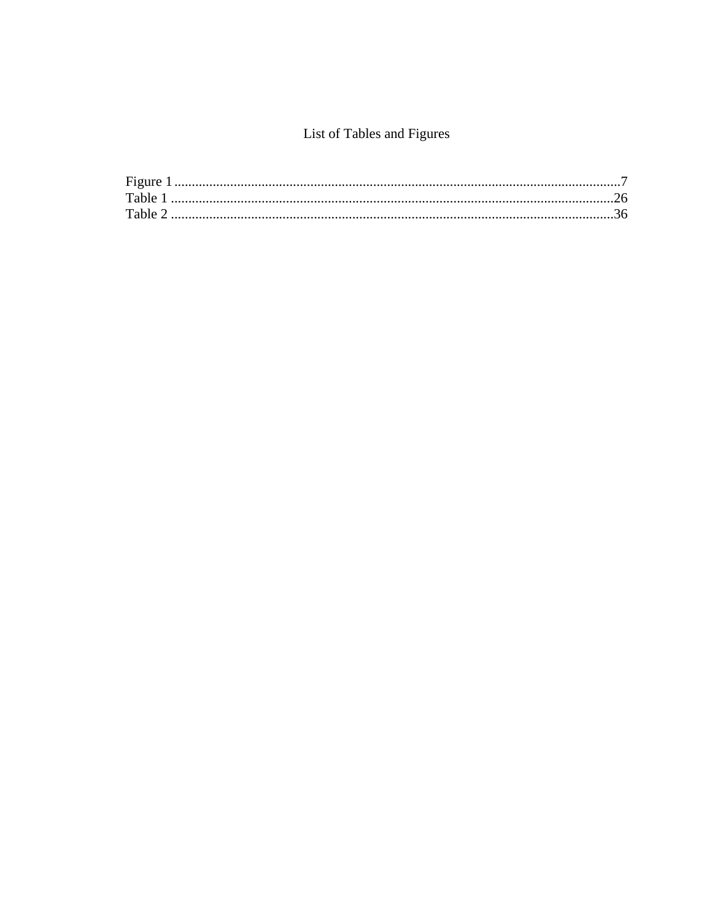# List of Tables and Figures

Figure 1 ................................................................................................................................7
Table 1 ................................................................................................................................26
Table 2 ................................................................................................................................36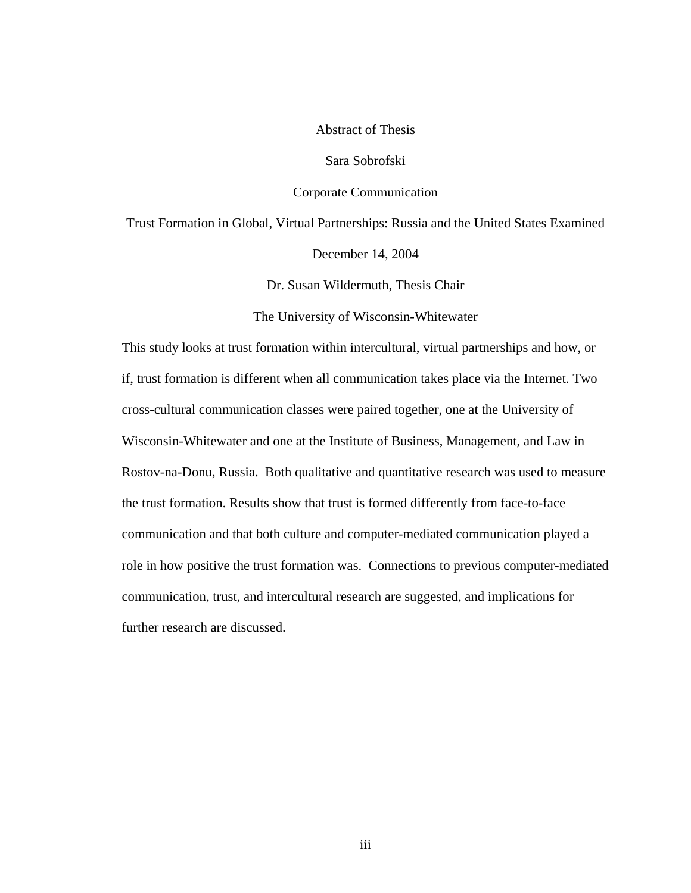Abstract of Thesis

Sara Sobrofski

Corporate Communication

Trust Formation in Global, Virtual Partnerships: Russia and the United States Examined

December 14, 2004

Dr. Susan Wildermuth, Thesis Chair

The University of Wisconsin-Whitewater

This study looks at trust formation within intercultural, virtual partnerships and how, or if, trust formation is different when all communication takes place via the Internet. Two cross-cultural communication classes were paired together, one at the University of Wisconsin-Whitewater and one at the Institute of Business, Management, and Law in Rostov-na-Donu, Russia. Both qualitative and quantitative research was used to measure the trust formation. Results show that trust is formed differently from face-to-face communication and that both culture and computer-mediated communication played a role in how positive the trust formation was. Connections to previous computer-mediated communication, trust, and intercultural research are suggested, and implications for further research are discussed.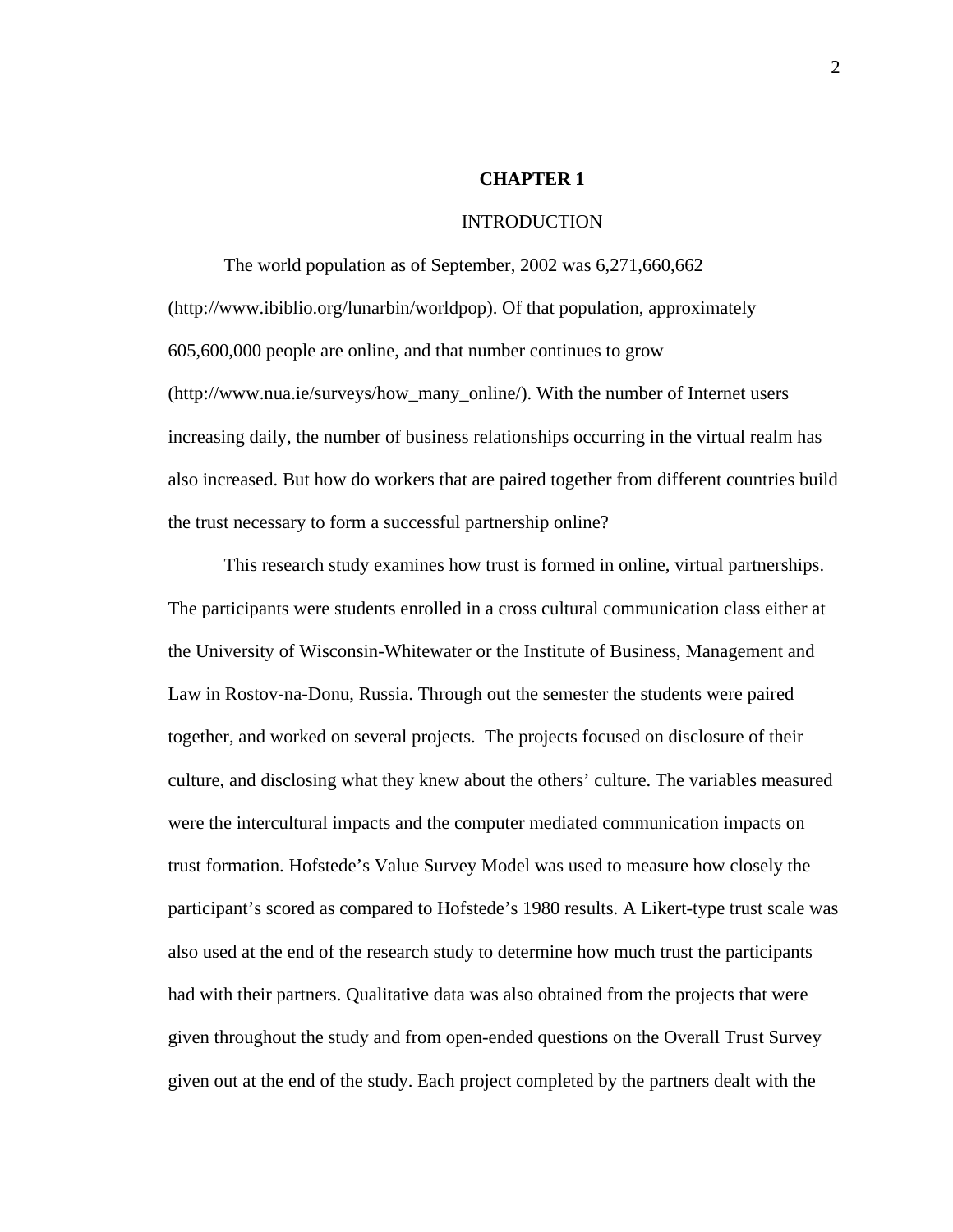# CHAPTER 1

## INTRODUCTION

The world population as of September, 2002 was 6,271,660,662 (http://www.ibiblio.org/lunarbin/worldpop). Of that population, approximately 605,600,000 people are online, and that number continues to grow (http://www.nua.ie/surveys/how_many_online/). With the number of Internet users increasing daily, the number of business relationships occurring in the virtual realm has also increased. But how do workers that are paired together from different countries build the trust necessary to form a successful partnership online?

This research study examines how trust is formed in online, virtual partnerships. The participants were students enrolled in a cross cultural communication class either at the University of Wisconsin-Whitewater or the Institute of Business, Management and Law in Rostov-na-Donu, Russia. Through out the semester the students were paired together, and worked on several projects. The projects focused on disclosure of their culture, and disclosing what they knew about the others' culture. The variables measured were the intercultural impacts and the computer mediated communication impacts on trust formation. Hofstede's Value Survey Model was used to measure how closely the participant's scored as compared to Hofstede's 1980 results. A Likert-type trust scale was also used at the end of the research study to determine how much trust the participants had with their partners. Qualitative data was also obtained from the projects that were given throughout the study and from open-ended questions on the Overall Trust Survey given out at the end of the study. Each project completed by the partners dealt with the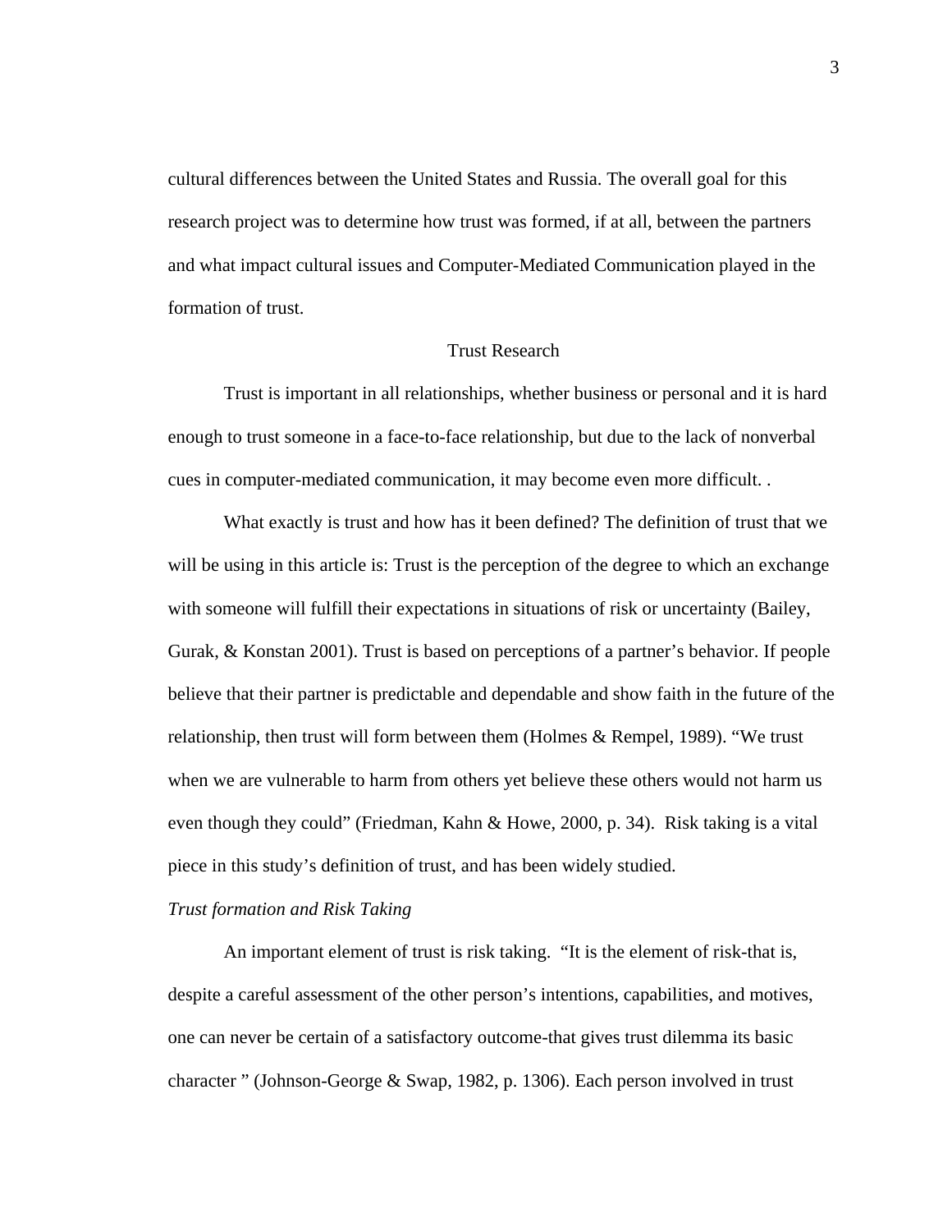cultural differences between the United States and Russia. The overall goal for this research project was to determine how trust was formed, if at all, between the partners and what impact cultural issues and Computer-Mediated Communication played in the formation of trust.

## Trust Research

Trust is important in all relationships, whether business or personal and it is hard enough to trust someone in a face-to-face relationship, but due to the lack of nonverbal cues in computer-mediated communication, it may become even more difficult. .

What exactly is trust and how has it been defined? The definition of trust that we will be using in this article is: Trust is the perception of the degree to which an exchange with someone will fulfill their expectations in situations of risk or uncertainty (Bailey, Gurak, & Konstan 2001). Trust is based on perceptions of a partner's behavior. If people believe that their partner is predictable and dependable and show faith in the future of the relationship, then trust will form between them (Holmes & Rempel, 1989). "We trust when we are vulnerable to harm from others yet believe these others would not harm us even though they could" (Friedman, Kahn & Howe, 2000, p. 34). Risk taking is a vital piece in this study's definition of trust, and has been widely studied.

### *Trust formation and Risk Taking*

An important element of trust is risk taking. "It is the element of risk-that is, despite a careful assessment of the other person's intentions, capabilities, and motives, one can never be certain of a satisfactory outcome-that gives trust dilemma its basic character " (Johnson-George & Swap, 1982, p. 1306). Each person involved in trust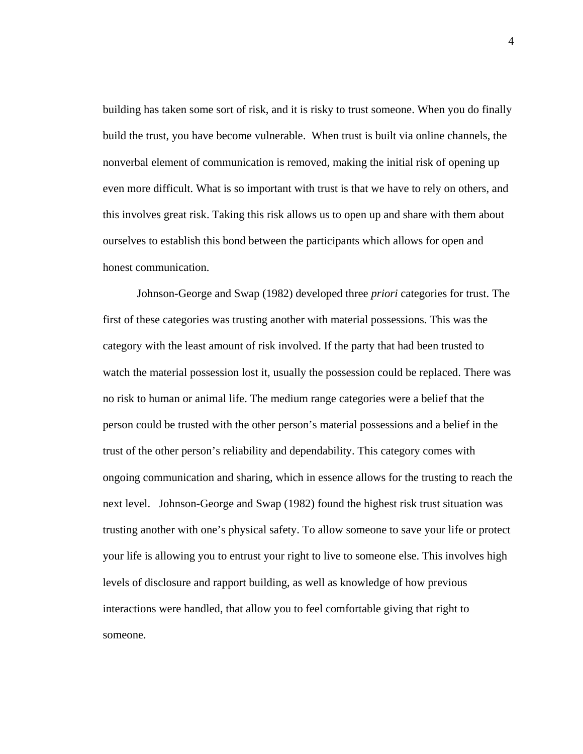building has taken some sort of risk, and it is risky to trust someone. When you do finally build the trust, you have become vulnerable. When trust is built via online channels, the nonverbal element of communication is removed, making the initial risk of opening up even more difficult. What is so important with trust is that we have to rely on others, and this involves great risk. Taking this risk allows us to open up and share with them about ourselves to establish this bond between the participants which allows for open and honest communication.

Johnson-George and Swap (1982) developed three *priori* categories for trust. The first of these categories was trusting another with material possessions. This was the category with the least amount of risk involved. If the party that had been trusted to watch the material possession lost it, usually the possession could be replaced. There was no risk to human or animal life. The medium range categories were a belief that the person could be trusted with the other person's material possessions and a belief in the trust of the other person's reliability and dependability. This category comes with ongoing communication and sharing, which in essence allows for the trusting to reach the next level. Johnson-George and Swap (1982) found the highest risk trust situation was trusting another with one's physical safety. To allow someone to save your life or protect your life is allowing you to entrust your right to live to someone else. This involves high levels of disclosure and rapport building, as well as knowledge of how previous interactions were handled, that allow you to feel comfortable giving that right to someone.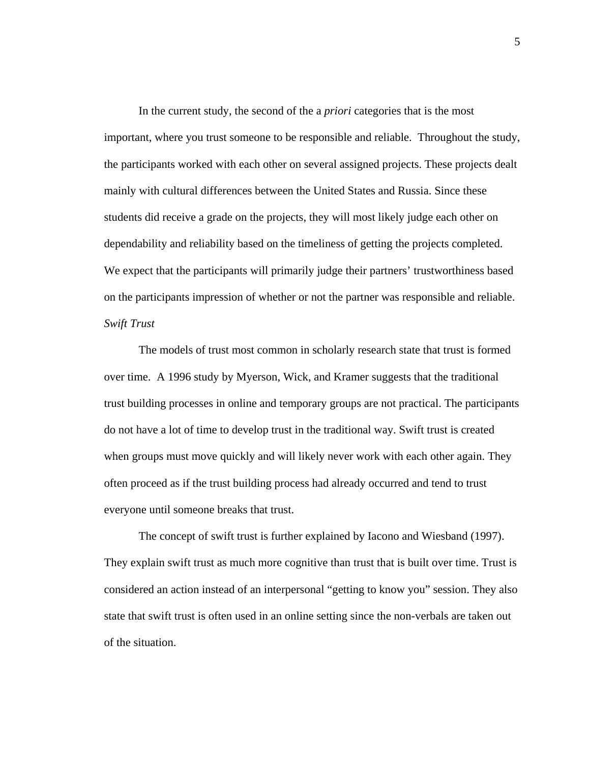In the current study, the second of the a *priori* categories that is the most important, where you trust someone to be responsible and reliable. Throughout the study, the participants worked with each other on several assigned projects. These projects dealt mainly with cultural differences between the United States and Russia. Since these students did receive a grade on the projects, they will most likely judge each other on dependability and reliability based on the timeliness of getting the projects completed. We expect that the participants will primarily judge their partners' trustworthiness based on the participants impression of whether or not the partner was responsible and reliable.

*Swift Trust*

The models of trust most common in scholarly research state that trust is formed over time. A 1996 study by Myerson, Wick, and Kramer suggests that the traditional trust building processes in online and temporary groups are not practical. The participants do not have a lot of time to develop trust in the traditional way. Swift trust is created when groups must move quickly and will likely never work with each other again. They often proceed as if the trust building process had already occurred and tend to trust everyone until someone breaks that trust.

The concept of swift trust is further explained by Iacono and Wiesband (1997). They explain swift trust as much more cognitive than trust that is built over time. Trust is considered an action instead of an interpersonal "getting to know you" session. They also state that swift trust is often used in an online setting since the non-verbals are taken out of the situation.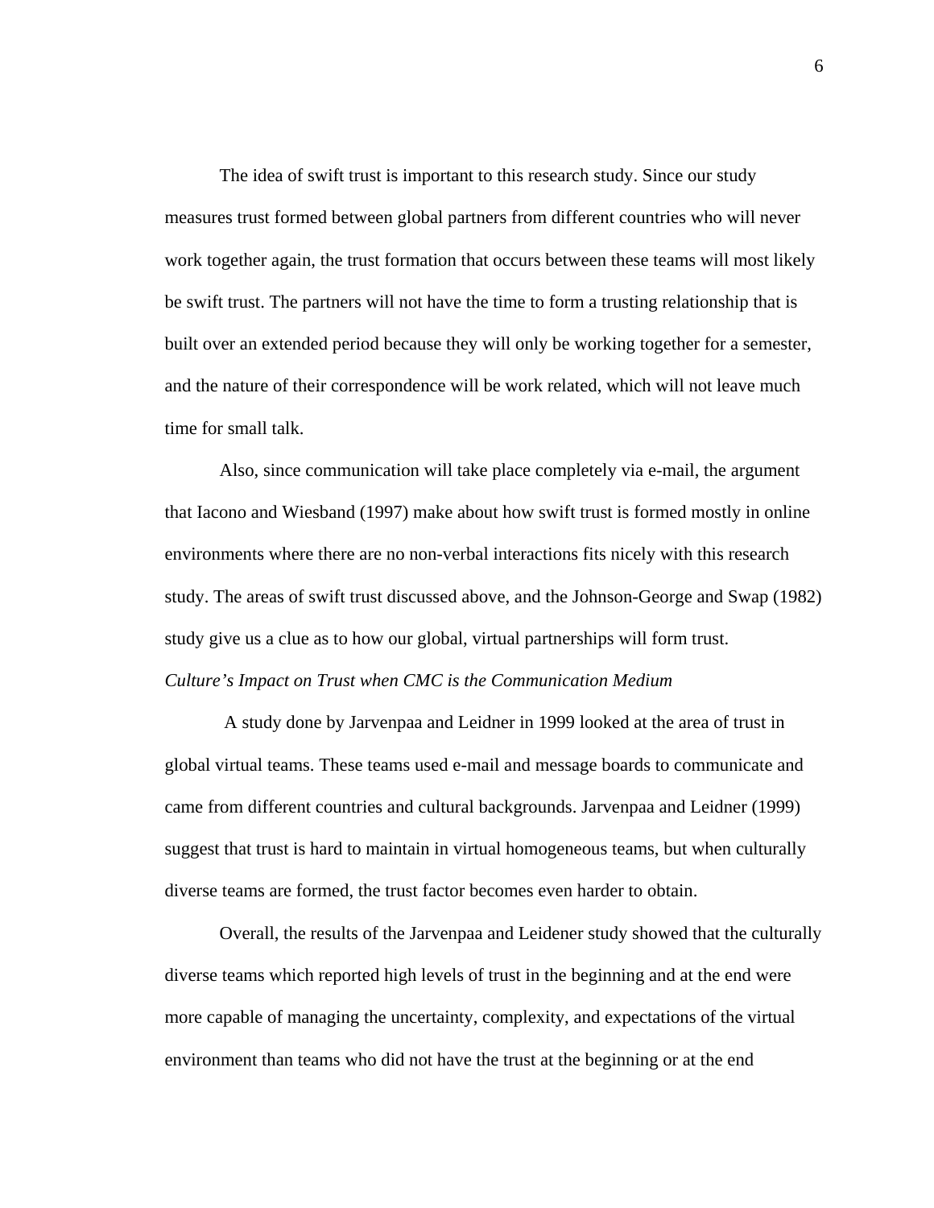The idea of swift trust is important to this research study. Since our study measures trust formed between global partners from different countries who will never work together again, the trust formation that occurs between these teams will most likely be swift trust. The partners will not have the time to form a trusting relationship that is built over an extended period because they will only be working together for a semester, and the nature of their correspondence will be work related, which will not leave much time for small talk.

Also, since communication will take place completely via e-mail, the argument that Iacono and Wiesband (1997) make about how swift trust is formed mostly in online environments where there are no non-verbal interactions fits nicely with this research study. The areas of swift trust discussed above, and the Johnson-George and Swap (1982) study give us a clue as to how our global, virtual partnerships will form trust.

### *Culture's Impact on Trust when CMC is the Communication Medium*

A study done by Jarvenpaa and Leidner in 1999 looked at the area of trust in global virtual teams. These teams used e-mail and message boards to communicate and came from different countries and cultural backgrounds. Jarvenpaa and Leidner (1999) suggest that trust is hard to maintain in virtual homogeneous teams, but when culturally diverse teams are formed, the trust factor becomes even harder to obtain.

Overall, the results of the Jarvenpaa and Leidener study showed that the culturally diverse teams which reported high levels of trust in the beginning and at the end were more capable of managing the uncertainty, complexity, and expectations of the virtual environment than teams who did not have the trust at the beginning or at the end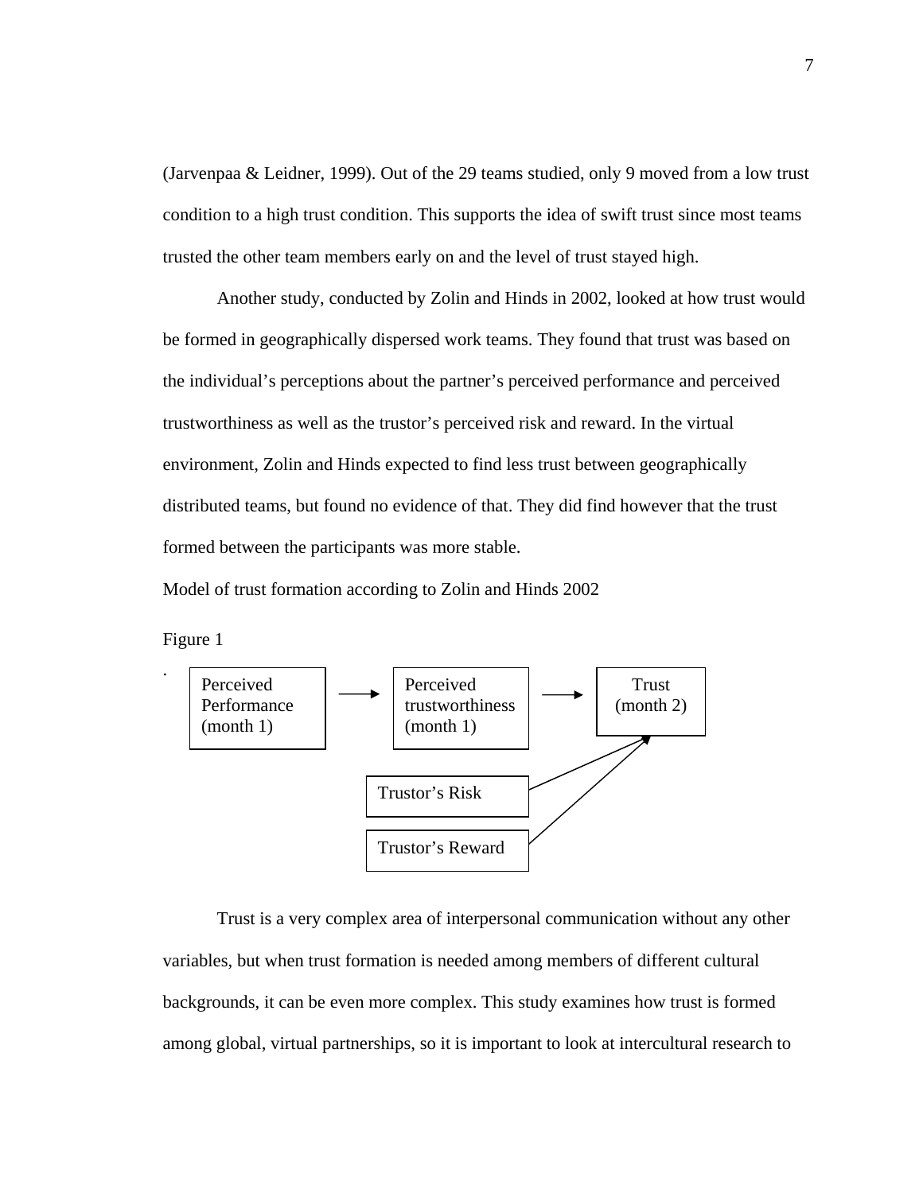(Jarvenpaa & Leidner, 1999). Out of the 29 teams studied, only 9 moved from a low trust condition to a high trust condition. This supports the idea of swift trust since most teams trusted the other team members early on and the level of trust stayed high.

Another study, conducted by Zolin and Hinds in 2002, looked at how trust would be formed in geographically dispersed work teams. They found that trust was based on the individual's perceptions about the partner's perceived performance and perceived trustworthiness as well as the trustor's perceived risk and reward. In the virtual environment, Zolin and Hinds expected to find less trust between geographically distributed teams, but found no evidence of that. They did find however that the trust formed between the participants was more stable.

Model of trust formation according to Zolin and Hinds 2002

Figure 1

.

Perceived Performance (month 1) → Perceived trustworthiness (month 1) → Trust (month 2)

Trustor's Risk → Trust (month 2)

Trustor's Reward → Trust (month 2)

Trust is a very complex area of interpersonal communication without any other variables, but when trust formation is needed among members of different cultural backgrounds, it can be even more complex. This study examines how trust is formed among global, virtual partnerships, so it is important to look at intercultural research to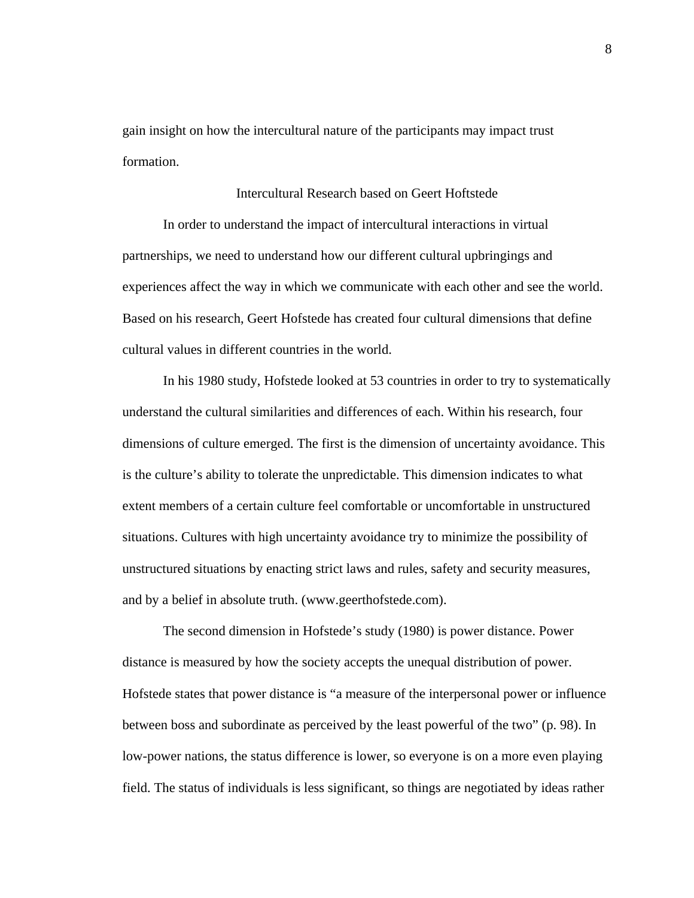gain insight on how the intercultural nature of the participants may impact trust formation.

## Intercultural Research based on Geert Hoftstede

In order to understand the impact of intercultural interactions in virtual partnerships, we need to understand how our different cultural upbringings and experiences affect the way in which we communicate with each other and see the world. Based on his research, Geert Hofstede has created four cultural dimensions that define cultural values in different countries in the world.

In his 1980 study, Hofstede looked at 53 countries in order to try to systematically understand the cultural similarities and differences of each. Within his research, four dimensions of culture emerged. The first is the dimension of uncertainty avoidance. This is the culture's ability to tolerate the unpredictable. This dimension indicates to what extent members of a certain culture feel comfortable or uncomfortable in unstructured situations. Cultures with high uncertainty avoidance try to minimize the possibility of unstructured situations by enacting strict laws and rules, safety and security measures, and by a belief in absolute truth. (www.geerthofstede.com).

The second dimension in Hofstede's study (1980) is power distance. Power distance is measured by how the society accepts the unequal distribution of power. Hofstede states that power distance is "a measure of the interpersonal power or influence between boss and subordinate as perceived by the least powerful of the two" (p. 98). In low-power nations, the status difference is lower, so everyone is on a more even playing field. The status of individuals is less significant, so things are negotiated by ideas rather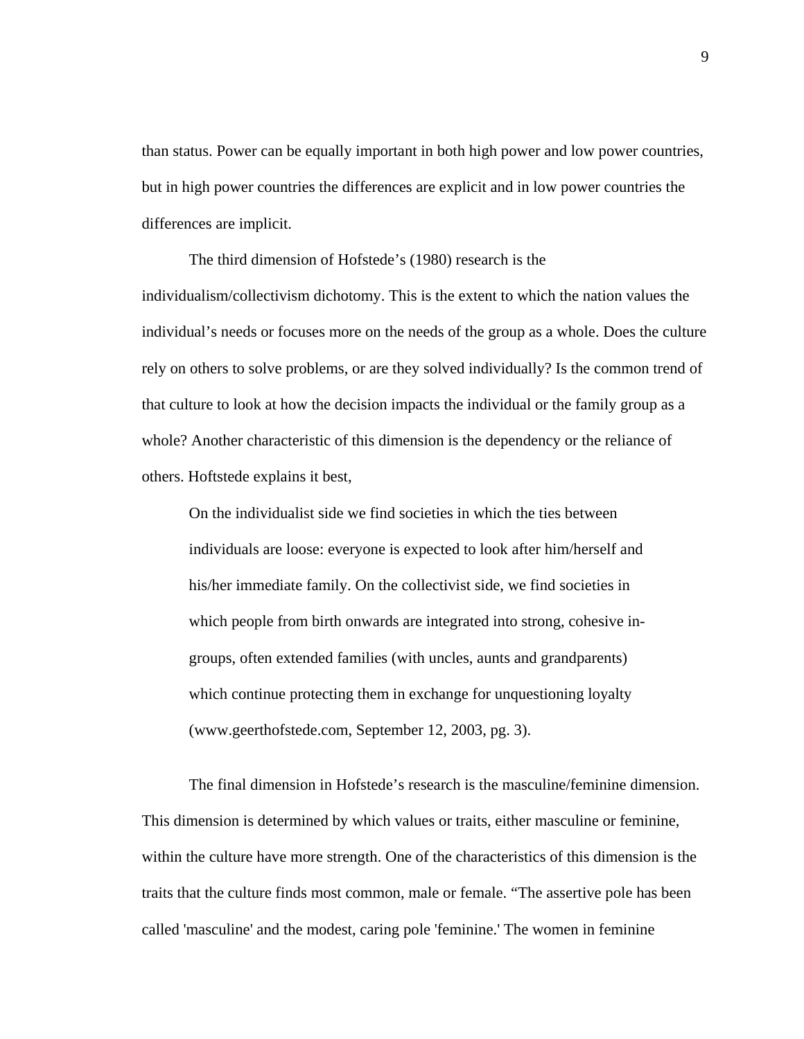than status. Power can be equally important in both high power and low power countries, but in high power countries the differences are explicit and in low power countries the differences are implicit.

The third dimension of Hofstede's (1980) research is the individualism/collectivism dichotomy. This is the extent to which the nation values the individual's needs or focuses more on the needs of the group as a whole. Does the culture rely on others to solve problems, or are they solved individually? Is the common trend of that culture to look at how the decision impacts the individual or the family group as a whole? Another characteristic of this dimension is the dependency or the reliance of others. Hoftstede explains it best,

> On the individualist side we find societies in which the ties between individuals are loose: everyone is expected to look after him/herself and his/her immediate family. On the collectivist side, we find societies in which people from birth onwards are integrated into strong, cohesive in-groups, often extended families (with uncles, aunts and grandparents) which continue protecting them in exchange for unquestioning loyalty (www.geerthofstede.com, September 12, 2003, pg. 3).

The final dimension in Hofstede's research is the masculine/feminine dimension. This dimension is determined by which values or traits, either masculine or feminine, within the culture have more strength. One of the characteristics of this dimension is the traits that the culture finds most common, male or female. "The assertive pole has been called 'masculine' and the modest, caring pole 'feminine.' The women in feminine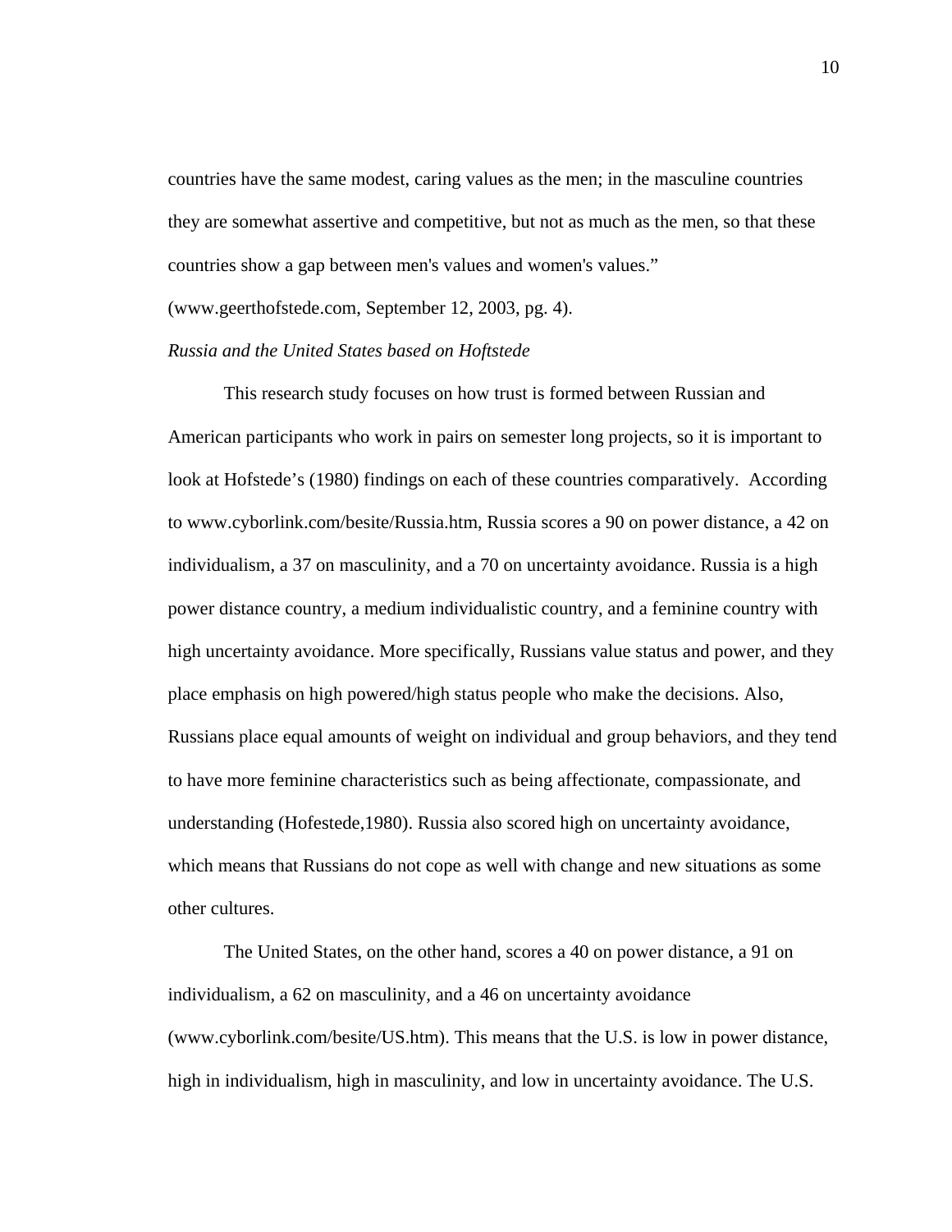countries have the same modest, caring values as the men; in the masculine countries they are somewhat assertive and competitive, but not as much as the men, so that these countries show a gap between men's values and women's values." (www.geerthofstede.com, September 12, 2003, pg. 4).

*Russia and the United States based on Hoftstede*

This research study focuses on how trust is formed between Russian and American participants who work in pairs on semester long projects, so it is important to look at Hofstede's (1980) findings on each of these countries comparatively. According to www.cyborlink.com/besite/Russia.htm, Russia scores a 90 on power distance, a 42 on individualism, a 37 on masculinity, and a 70 on uncertainty avoidance. Russia is a high power distance country, a medium individualistic country, and a feminine country with high uncertainty avoidance. More specifically, Russians value status and power, and they place emphasis on high powered/high status people who make the decisions. Also, Russians place equal amounts of weight on individual and group behaviors, and they tend to have more feminine characteristics such as being affectionate, compassionate, and understanding (Hofestede,1980). Russia also scored high on uncertainty avoidance, which means that Russians do not cope as well with change and new situations as some other cultures.

The United States, on the other hand, scores a 40 on power distance, a 91 on individualism, a 62 on masculinity, and a 46 on uncertainty avoidance (www.cyborlink.com/besite/US.htm). This means that the U.S. is low in power distance, high in individualism, high in masculinity, and low in uncertainty avoidance. The U.S.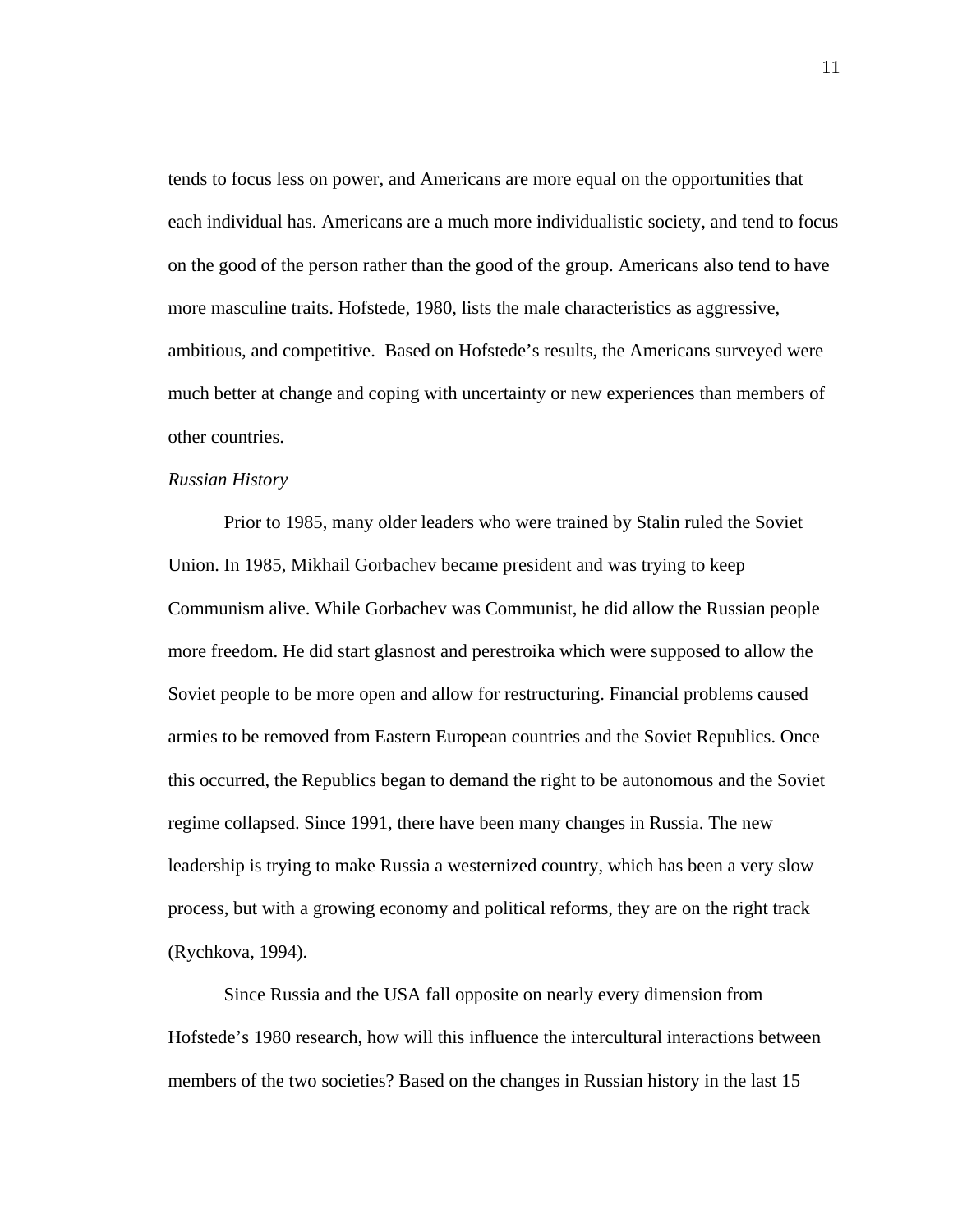tends to focus less on power, and Americans are more equal on the opportunities that each individual has. Americans are a much more individualistic society, and tend to focus on the good of the person rather than the good of the group. Americans also tend to have more masculine traits. Hofstede, 1980, lists the male characteristics as aggressive, ambitious, and competitive. Based on Hofstede's results, the Americans surveyed were much better at change and coping with uncertainty or new experiences than members of other countries.

*Russian History*

Prior to 1985, many older leaders who were trained by Stalin ruled the Soviet Union. In 1985, Mikhail Gorbachev became president and was trying to keep Communism alive. While Gorbachev was Communist, he did allow the Russian people more freedom. He did start glasnost and perestroika which were supposed to allow the Soviet people to be more open and allow for restructuring. Financial problems caused armies to be removed from Eastern European countries and the Soviet Republics. Once this occurred, the Republics began to demand the right to be autonomous and the Soviet regime collapsed. Since 1991, there have been many changes in Russia. The new leadership is trying to make Russia a westernized country, which has been a very slow process, but with a growing economy and political reforms, they are on the right track (Rychkova, 1994).

Since Russia and the USA fall opposite on nearly every dimension from Hofstede's 1980 research, how will this influence the intercultural interactions between members of the two societies? Based on the changes in Russian history in the last 15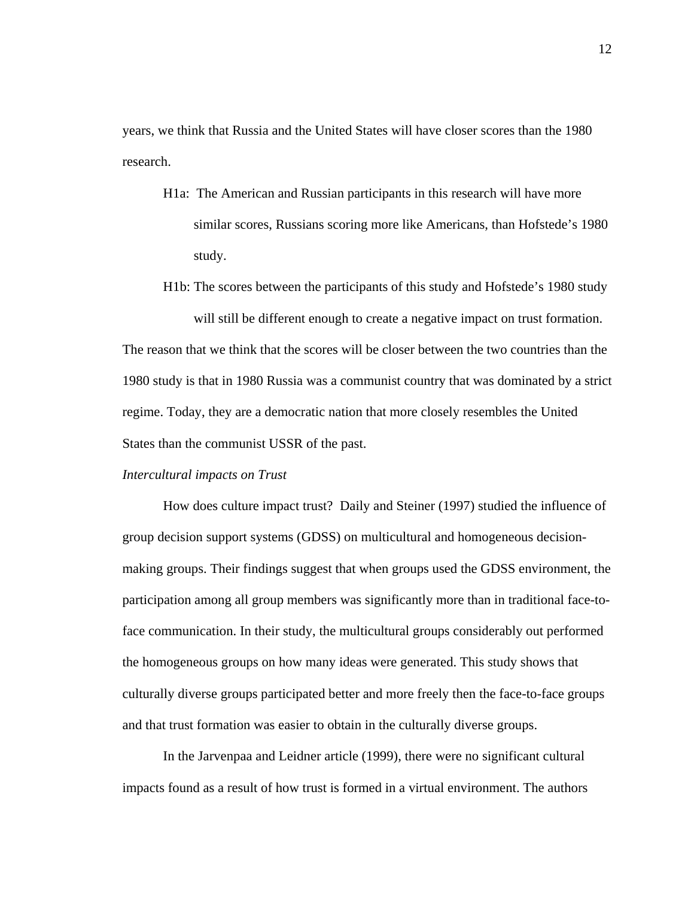years, we think that Russia and the United States will have closer scores than the 1980 research.

H1a: The American and Russian participants in this research will have more similar scores, Russians scoring more like Americans, than Hofstede's 1980 study.

H1b: The scores between the participants of this study and Hofstede's 1980 study will still be different enough to create a negative impact on trust formation.

The reason that we think that the scores will be closer between the two countries than the 1980 study is that in 1980 Russia was a communist country that was dominated by a strict regime. Today, they are a democratic nation that more closely resembles the United States than the communist USSR of the past.

*Intercultural impacts on Trust*

How does culture impact trust? Daily and Steiner (1997) studied the influence of group decision support systems (GDSS) on multicultural and homogeneous decision-making groups. Their findings suggest that when groups used the GDSS environment, the participation among all group members was significantly more than in traditional face-to-face communication. In their study, the multicultural groups considerably out performed the homogeneous groups on how many ideas were generated. This study shows that culturally diverse groups participated better and more freely then the face-to-face groups and that trust formation was easier to obtain in the culturally diverse groups.

In the Jarvenpaa and Leidner article (1999), there were no significant cultural impacts found as a result of how trust is formed in a virtual environment. The authors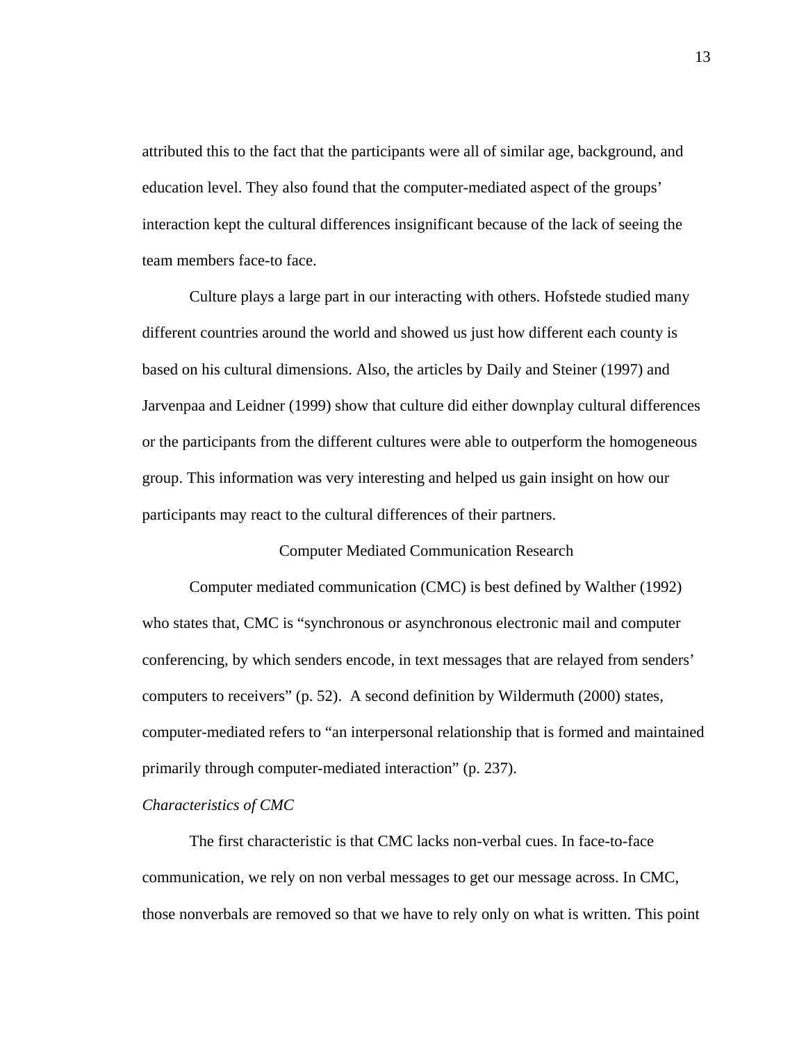attributed this to the fact that the participants were all of similar age, background, and education level. They also found that the computer-mediated aspect of the groups' interaction kept the cultural differences insignificant because of the lack of seeing the team members face-to face.

Culture plays a large part in our interacting with others. Hofstede studied many different countries around the world and showed us just how different each county is based on his cultural dimensions. Also, the articles by Daily and Steiner (1997) and Jarvenpaa and Leidner (1999) show that culture did either downplay cultural differences or the participants from the different cultures were able to outperform the homogeneous group. This information was very interesting and helped us gain insight on how our participants may react to the cultural differences of their partners.

## Computer Mediated Communication Research

Computer mediated communication (CMC) is best defined by Walther (1992) who states that, CMC is "synchronous or asynchronous electronic mail and computer conferencing, by which senders encode, in text messages that are relayed from senders' computers to receivers" (p. 52).  A second definition by Wildermuth (2000) states, computer-mediated refers to "an interpersonal relationship that is formed and maintained primarily through computer-mediated interaction" (p. 237).

### *Characteristics of CMC*

The first characteristic is that CMC lacks non-verbal cues. In face-to-face communication, we rely on non verbal messages to get our message across. In CMC, those nonverbals are removed so that we have to rely only on what is written. This point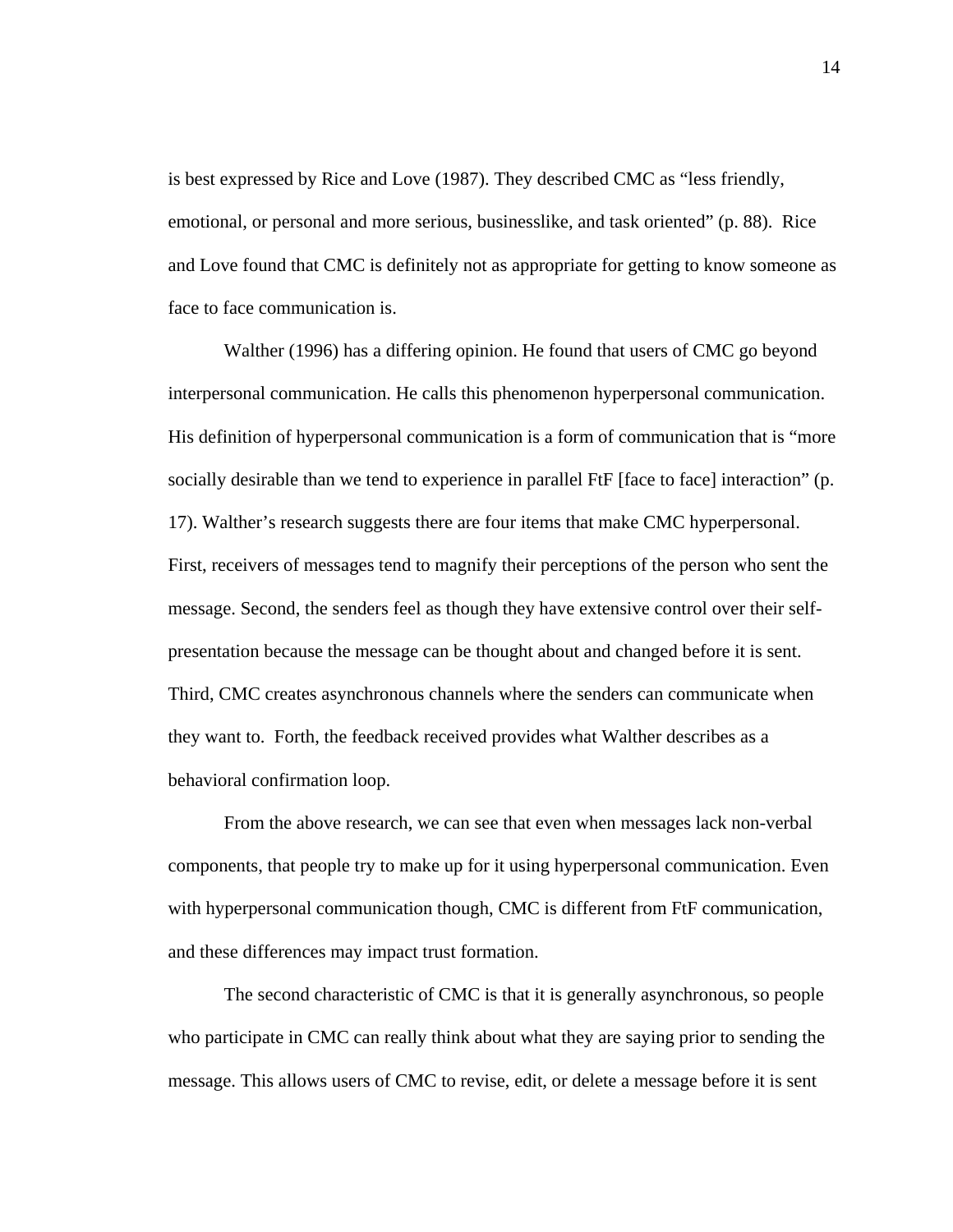is best expressed by Rice and Love (1987). They described CMC as “less friendly, emotional, or personal and more serious, businesslike, and task oriented” (p. 88). Rice and Love found that CMC is definitely not as appropriate for getting to know someone as face to face communication is.

Walther (1996) has a differing opinion. He found that users of CMC go beyond interpersonal communication. He calls this phenomenon hyperpersonal communication. His definition of hyperpersonal communication is a form of communication that is “more socially desirable than we tend to experience in parallel FtF [face to face] interaction” (p. 17). Walther’s research suggests there are four items that make CMC hyperpersonal. First, receivers of messages tend to magnify their perceptions of the person who sent the message. Second, the senders feel as though they have extensive control over their self-presentation because the message can be thought about and changed before it is sent. Third, CMC creates asynchronous channels where the senders can communicate when they want to. Forth, the feedback received provides what Walther describes as a behavioral confirmation loop.

From the above research, we can see that even when messages lack non-verbal components, that people try to make up for it using hyperpersonal communication. Even with hyperpersonal communication though, CMC is different from FtF communication, and these differences may impact trust formation.

The second characteristic of CMC is that it is generally asynchronous, so people who participate in CMC can really think about what they are saying prior to sending the message. This allows users of CMC to revise, edit, or delete a message before it is sent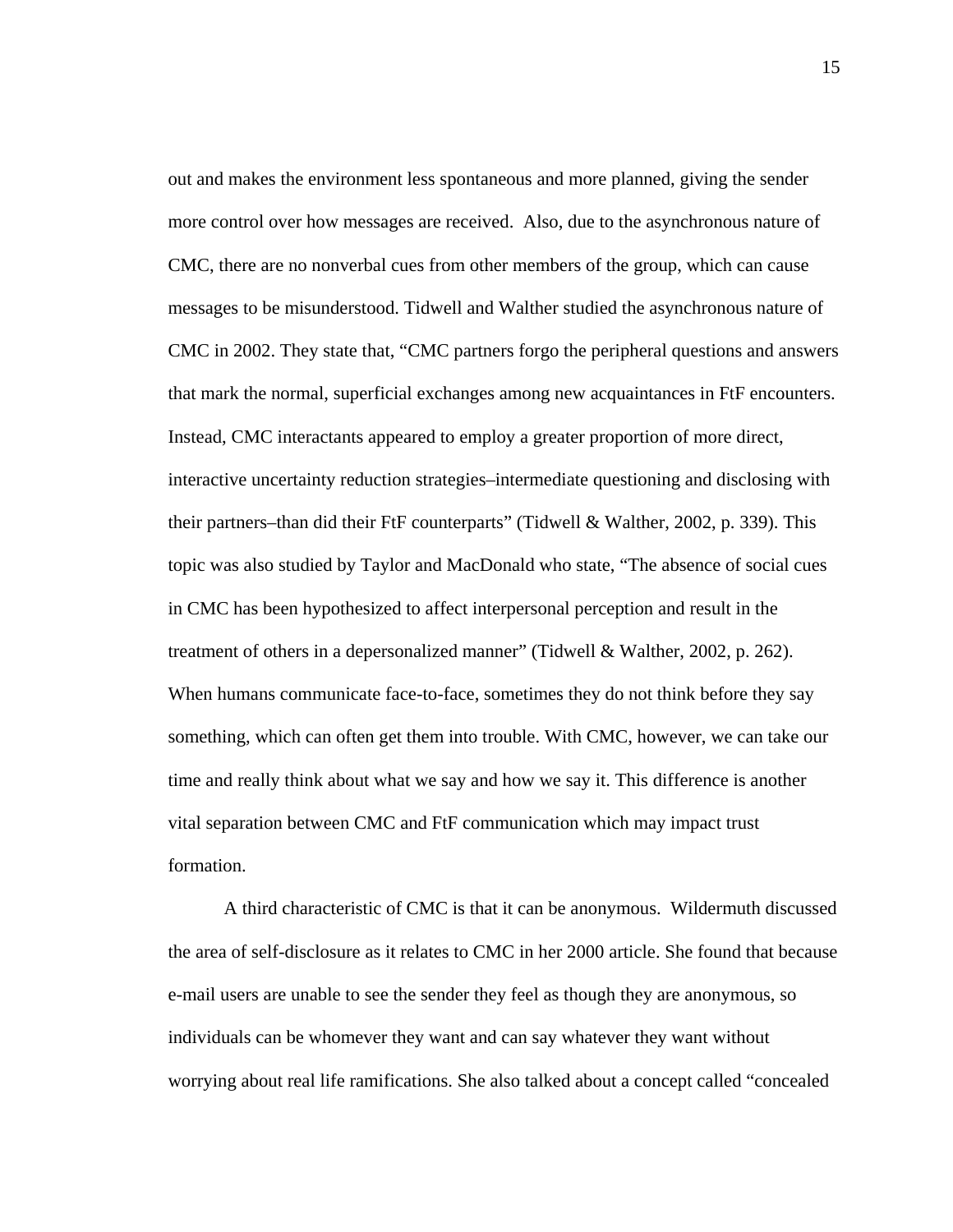out and makes the environment less spontaneous and more planned, giving the sender more control over how messages are received. Also, due to the asynchronous nature of CMC, there are no nonverbal cues from other members of the group, which can cause messages to be misunderstood. Tidwell and Walther studied the asynchronous nature of CMC in 2002. They state that, "CMC partners forgo the peripheral questions and answers that mark the normal, superficial exchanges among new acquaintances in FtF encounters. Instead, CMC interactants appeared to employ a greater proportion of more direct, interactive uncertainty reduction strategies–intermediate questioning and disclosing with their partners–than did their FtF counterparts" (Tidwell & Walther, 2002, p. 339). This topic was also studied by Taylor and MacDonald who state, "The absence of social cues in CMC has been hypothesized to affect interpersonal perception and result in the treatment of others in a depersonalized manner" (Tidwell & Walther, 2002, p. 262). When humans communicate face-to-face, sometimes they do not think before they say something, which can often get them into trouble. With CMC, however, we can take our time and really think about what we say and how we say it. This difference is another vital separation between CMC and FtF communication which may impact trust formation.

A third characteristic of CMC is that it can be anonymous. Wildermuth discussed the area of self-disclosure as it relates to CMC in her 2000 article. She found that because e-mail users are unable to see the sender they feel as though they are anonymous, so individuals can be whomever they want and can say whatever they want without worrying about real life ramifications. She also talked about a concept called "concealed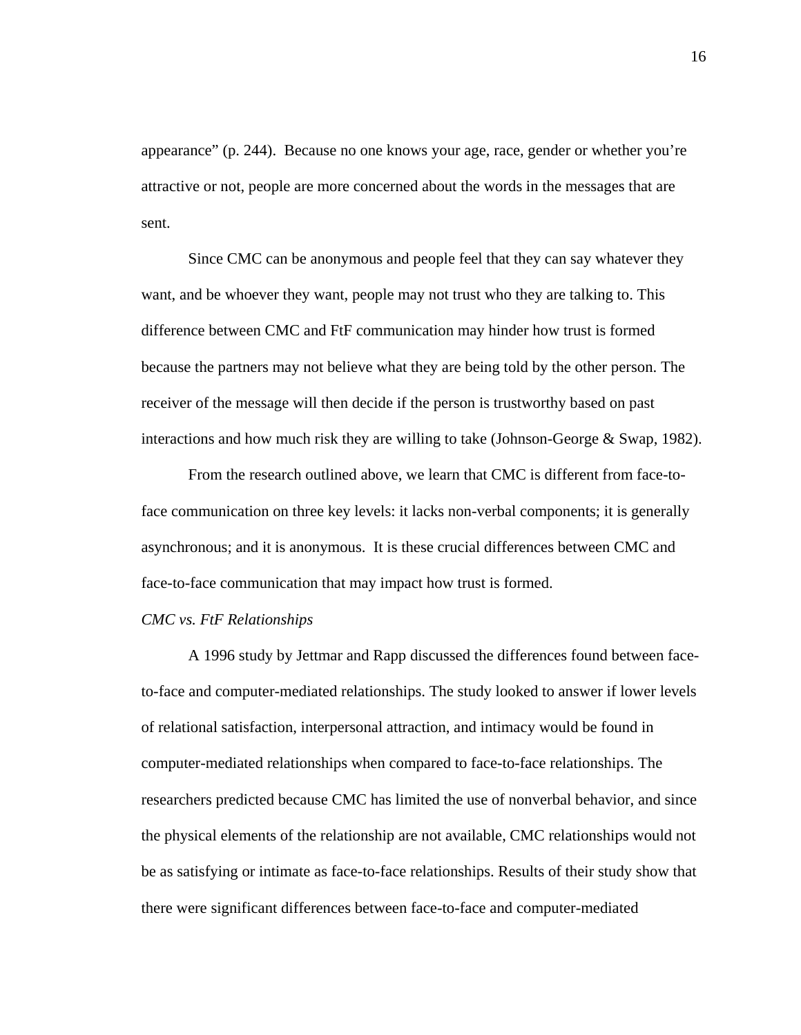appearance" (p. 244). Because no one knows your age, race, gender or whether you're attractive or not, people are more concerned about the words in the messages that are sent.

Since CMC can be anonymous and people feel that they can say whatever they want, and be whoever they want, people may not trust who they are talking to. This difference between CMC and FtF communication may hinder how trust is formed because the partners may not believe what they are being told by the other person. The receiver of the message will then decide if the person is trustworthy based on past interactions and how much risk they are willing to take (Johnson-George & Swap, 1982).

From the research outlined above, we learn that CMC is different from face-to-face communication on three key levels: it lacks non-verbal components; it is generally asynchronous; and it is anonymous. It is these crucial differences between CMC and face-to-face communication that may impact how trust is formed.

*CMC vs. FtF Relationships*

A 1996 study by Jettmar and Rapp discussed the differences found between face-to-face and computer-mediated relationships. The study looked to answer if lower levels of relational satisfaction, interpersonal attraction, and intimacy would be found in computer-mediated relationships when compared to face-to-face relationships. The researchers predicted because CMC has limited the use of nonverbal behavior, and since the physical elements of the relationship are not available, CMC relationships would not be as satisfying or intimate as face-to-face relationships. Results of their study show that there were significant differences between face-to-face and computer-mediated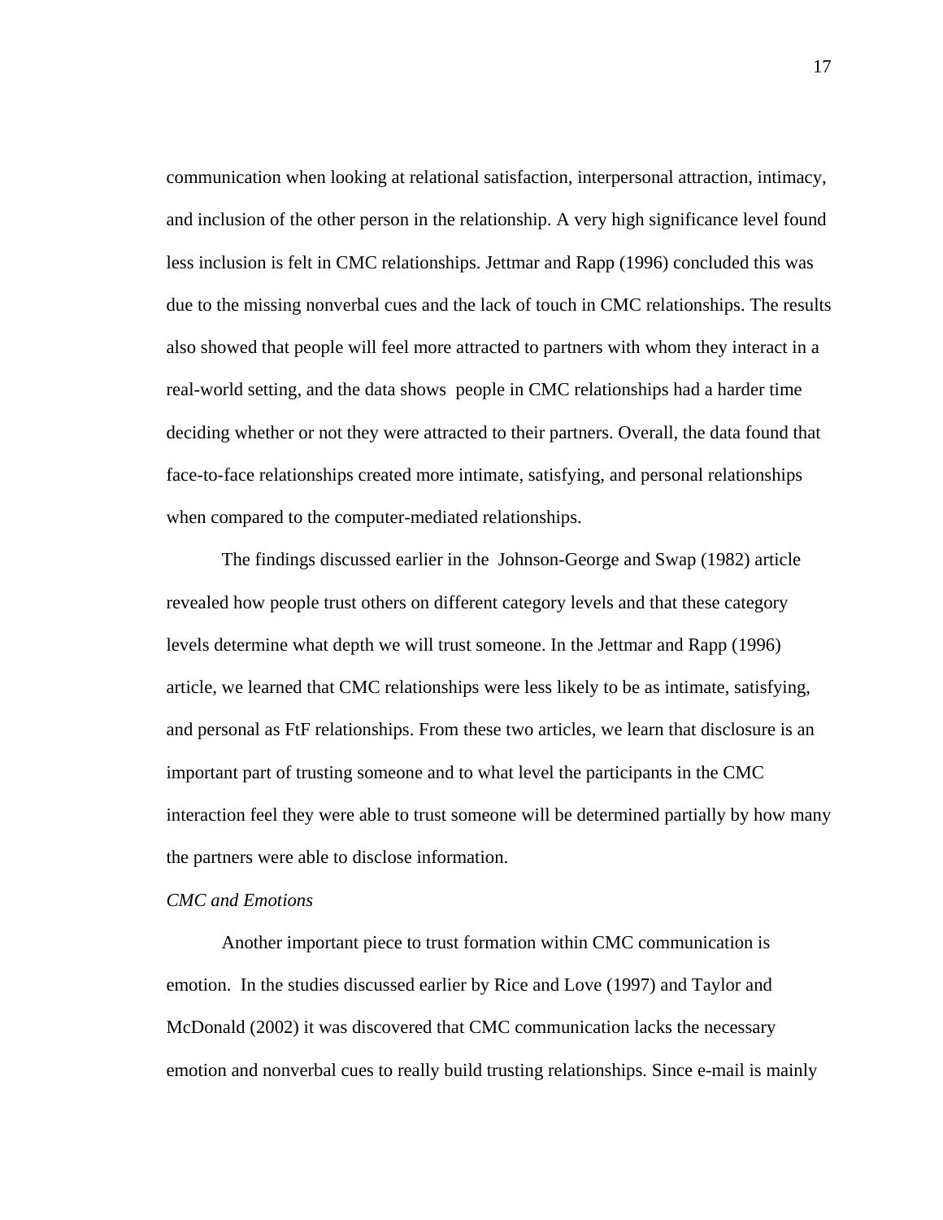communication when looking at relational satisfaction, interpersonal attraction, intimacy, and inclusion of the other person in the relationship. A very high significance level found less inclusion is felt in CMC relationships. Jettmar and Rapp (1996) concluded this was due to the missing nonverbal cues and the lack of touch in CMC relationships. The results also showed that people will feel more attracted to partners with whom they interact in a real-world setting, and the data shows people in CMC relationships had a harder time deciding whether or not they were attracted to their partners. Overall, the data found that face-to-face relationships created more intimate, satisfying, and personal relationships when compared to the computer-mediated relationships.

The findings discussed earlier in the Johnson-George and Swap (1982) article revealed how people trust others on different category levels and that these category levels determine what depth we will trust someone. In the Jettmar and Rapp (1996) article, we learned that CMC relationships were less likely to be as intimate, satisfying, and personal as FtF relationships. From these two articles, we learn that disclosure is an important part of trusting someone and to what level the participants in the CMC interaction feel they were able to trust someone will be determined partially by how many the partners were able to disclose information.

*CMC and Emotions*

Another important piece to trust formation within CMC communication is emotion. In the studies discussed earlier by Rice and Love (1997) and Taylor and McDonald (2002) it was discovered that CMC communication lacks the necessary emotion and nonverbal cues to really build trusting relationships. Since e-mail is mainly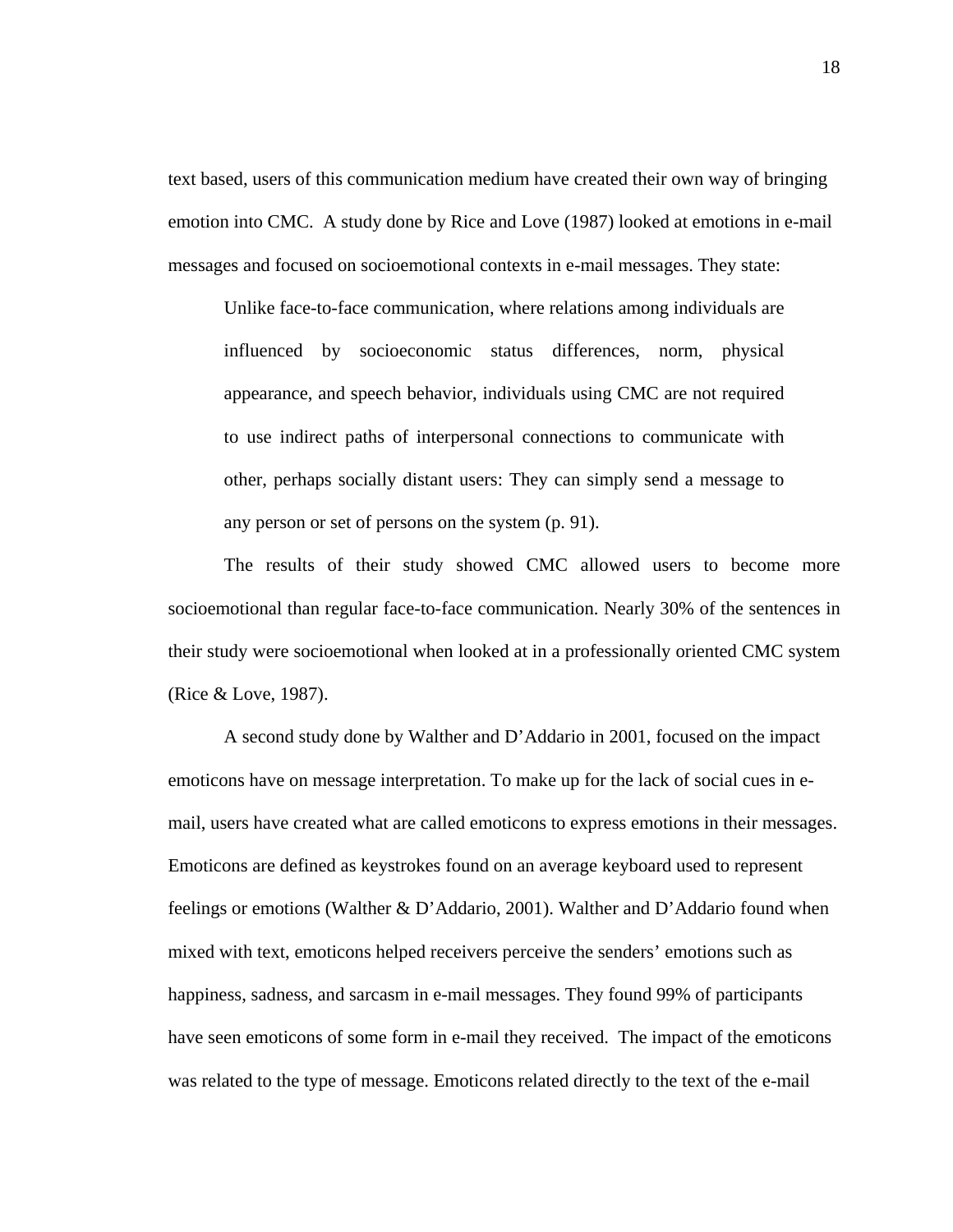text based, users of this communication medium have created their own way of bringing emotion into CMC. A study done by Rice and Love (1987) looked at emotions in e-mail messages and focused on socioemotional contexts in e-mail messages. They state:

> Unlike face-to-face communication, where relations among individuals are influenced by socioeconomic status differences, norm, physical appearance, and speech behavior, individuals using CMC are not required to use indirect paths of interpersonal connections to communicate with other, perhaps socially distant users: They can simply send a message to any person or set of persons on the system (p. 91).

The results of their study showed CMC allowed users to become more socioemotional than regular face-to-face communication. Nearly 30% of the sentences in their study were socioemotional when looked at in a professionally oriented CMC system (Rice & Love, 1987).

A second study done by Walther and D'Addario in 2001, focused on the impact emoticons have on message interpretation. To make up for the lack of social cues in e-mail, users have created what are called emoticons to express emotions in their messages. Emoticons are defined as keystrokes found on an average keyboard used to represent feelings or emotions (Walther & D'Addario, 2001). Walther and D'Addario found when mixed with text, emoticons helped receivers perceive the senders' emotions such as happiness, sadness, and sarcasm in e-mail messages. They found 99% of participants have seen emoticons of some form in e-mail they received. The impact of the emoticons was related to the type of message. Emoticons related directly to the text of the e-mail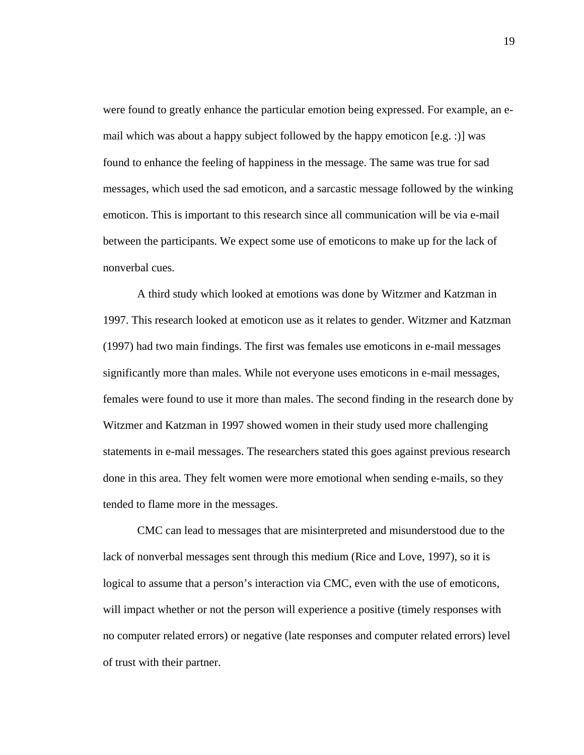were found to greatly enhance the particular emotion being expressed. For example, an e-mail which was about a happy subject followed by the happy emoticon [e.g. :)] was found to enhance the feeling of happiness in the message. The same was true for sad messages, which used the sad emoticon, and a sarcastic message followed by the winking emoticon. This is important to this research since all communication will be via e-mail between the participants. We expect some use of emoticons to make up for the lack of nonverbal cues.

A third study which looked at emotions was done by Witzmer and Katzman in 1997. This research looked at emoticon use as it relates to gender. Witzmer and Katzman (1997) had two main findings. The first was females use emoticons in e-mail messages significantly more than males. While not everyone uses emoticons in e-mail messages, females were found to use it more than males. The second finding in the research done by Witzmer and Katzman in 1997 showed women in their study used more challenging statements in e-mail messages. The researchers stated this goes against previous research done in this area. They felt women were more emotional when sending e-mails, so they tended to flame more in the messages.

CMC can lead to messages that are misinterpreted and misunderstood due to the lack of nonverbal messages sent through this medium (Rice and Love, 1997), so it is logical to assume that a person's interaction via CMC, even with the use of emoticons, will impact whether or not the person will experience a positive (timely responses with no computer related errors) or negative (late responses and computer related errors) level of trust with their partner.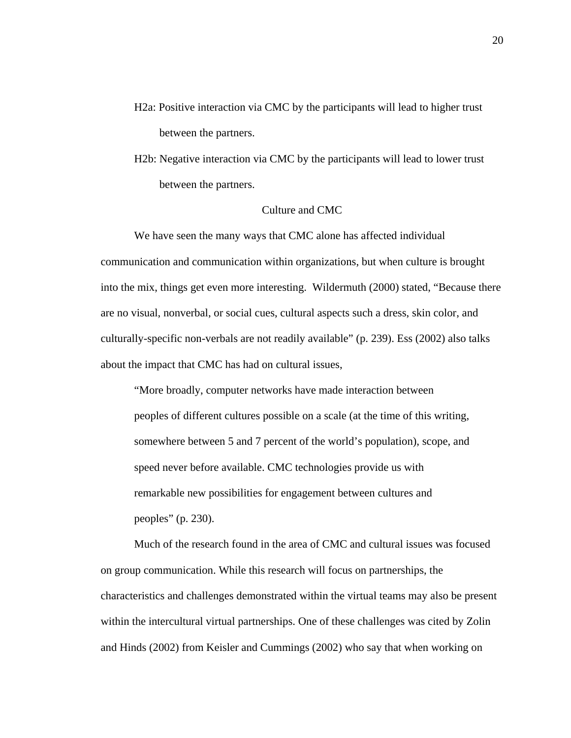H2a: Positive interaction via CMC by the participants will lead to higher trust between the partners.

H2b: Negative interaction via CMC by the participants will lead to lower trust between the partners.

## Culture and CMC

We have seen the many ways that CMC alone has affected individual communication and communication within organizations, but when culture is brought into the mix, things get even more interesting. Wildermuth (2000) stated, "Because there are no visual, nonverbal, or social cues, cultural aspects such a dress, skin color, and culturally-specific non-verbals are not readily available" (p. 239). Ess (2002) also talks about the impact that CMC has had on cultural issues,

> "More broadly, computer networks have made interaction between peoples of different cultures possible on a scale (at the time of this writing, somewhere between 5 and 7 percent of the world's population), scope, and speed never before available. CMC technologies provide us with remarkable new possibilities for engagement between cultures and peoples" (p. 230).

Much of the research found in the area of CMC and cultural issues was focused on group communication. While this research will focus on partnerships, the characteristics and challenges demonstrated within the virtual teams may also be present within the intercultural virtual partnerships. One of these challenges was cited by Zolin and Hinds (2002) from Keisler and Cummings (2002) who say that when working on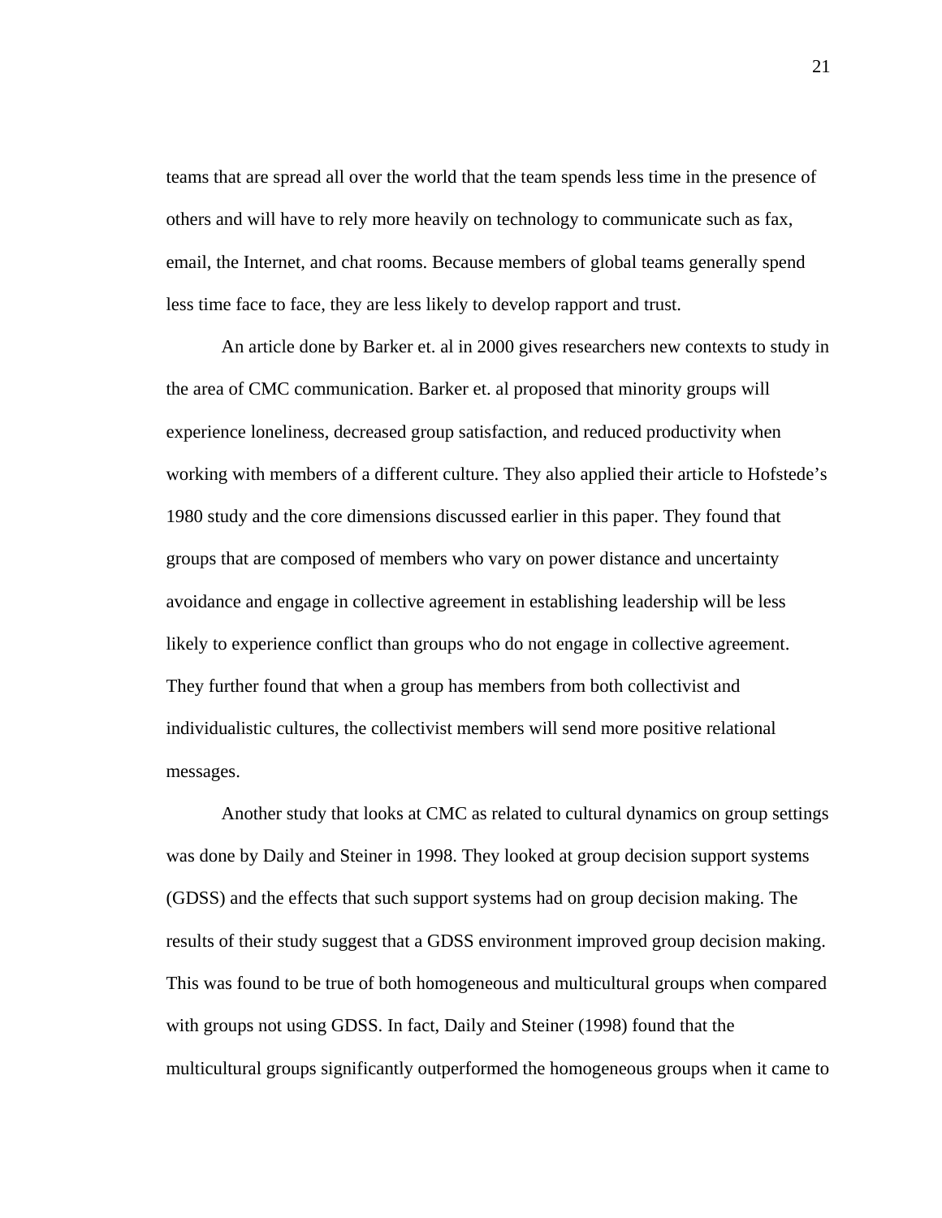teams that are spread all over the world that the team spends less time in the presence of others and will have to rely more heavily on technology to communicate such as fax, email, the Internet, and chat rooms. Because members of global teams generally spend less time face to face, they are less likely to develop rapport and trust.

An article done by Barker et. al in 2000 gives researchers new contexts to study in the area of CMC communication. Barker et. al proposed that minority groups will experience loneliness, decreased group satisfaction, and reduced productivity when working with members of a different culture. They also applied their article to Hofstede's 1980 study and the core dimensions discussed earlier in this paper. They found that groups that are composed of members who vary on power distance and uncertainty avoidance and engage in collective agreement in establishing leadership will be less likely to experience conflict than groups who do not engage in collective agreement. They further found that when a group has members from both collectivist and individualistic cultures, the collectivist members will send more positive relational messages.

Another study that looks at CMC as related to cultural dynamics on group settings was done by Daily and Steiner in 1998. They looked at group decision support systems (GDSS) and the effects that such support systems had on group decision making. The results of their study suggest that a GDSS environment improved group decision making. This was found to be true of both homogeneous and multicultural groups when compared with groups not using GDSS. In fact, Daily and Steiner (1998) found that the multicultural groups significantly outperformed the homogeneous groups when it came to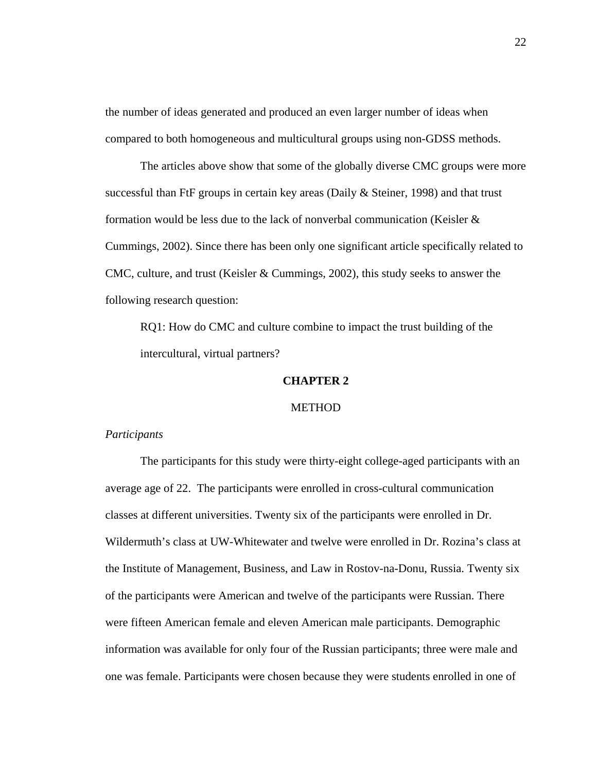the number of ideas generated and produced an even larger number of ideas when compared to both homogeneous and multicultural groups using non-GDSS methods.

The articles above show that some of the globally diverse CMC groups were more successful than FtF groups in certain key areas (Daily & Steiner, 1998) and that trust formation would be less due to the lack of nonverbal communication (Keisler & Cummings, 2002). Since there has been only one significant article specifically related to CMC, culture, and trust (Keisler & Cummings, 2002), this study seeks to answer the following research question:

> RQ1: How do CMC and culture combine to impact the trust building of the intercultural, virtual partners?

# CHAPTER 2

## METHOD

*Participants*

The participants for this study were thirty-eight college-aged participants with an average age of 22. The participants were enrolled in cross-cultural communication classes at different universities. Twenty six of the participants were enrolled in Dr. Wildermuth's class at UW-Whitewater and twelve were enrolled in Dr. Rozina's class at the Institute of Management, Business, and Law in Rostov-na-Donu, Russia. Twenty six of the participants were American and twelve of the participants were Russian. There were fifteen American female and eleven American male participants. Demographic information was available for only four of the Russian participants; three were male and one was female. Participants were chosen because they were students enrolled in one of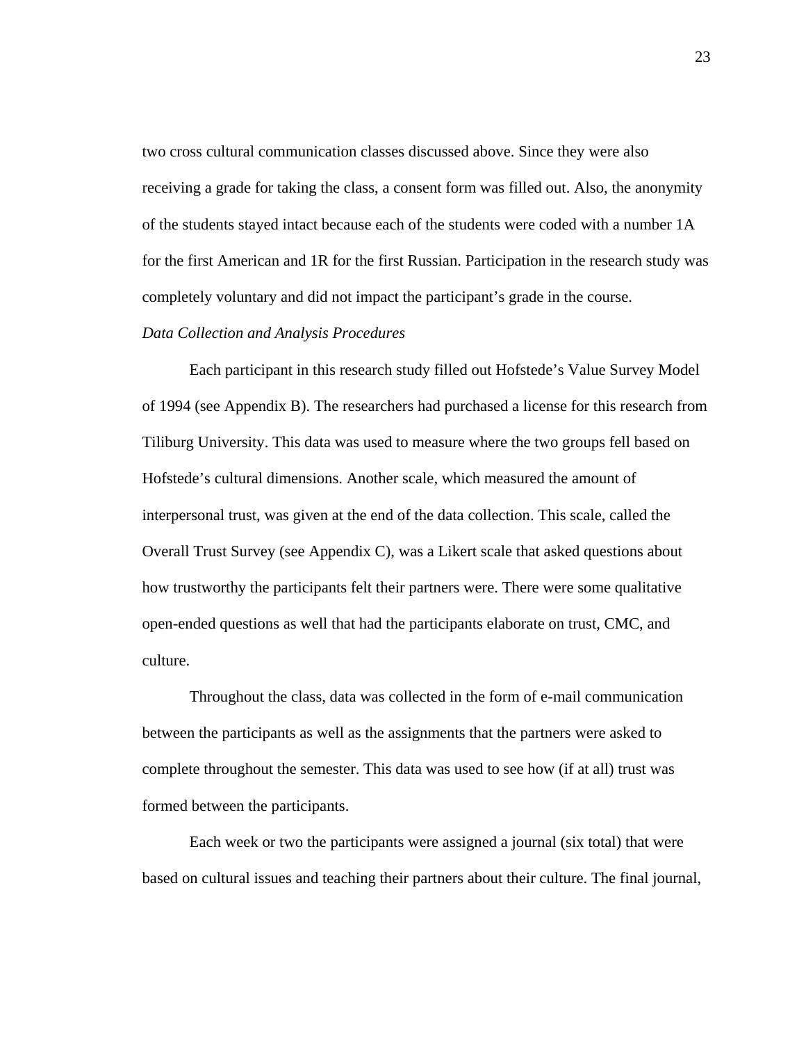two cross cultural communication classes discussed above. Since they were also receiving a grade for taking the class, a consent form was filled out. Also, the anonymity of the students stayed intact because each of the students were coded with a number 1A for the first American and 1R for the first Russian. Participation in the research study was completely voluntary and did not impact the participant's grade in the course.

*Data Collection and Analysis Procedures*

Each participant in this research study filled out Hofstede's Value Survey Model of 1994 (see Appendix B). The researchers had purchased a license for this research from Tiliburg University. This data was used to measure where the two groups fell based on Hofstede's cultural dimensions. Another scale, which measured the amount of interpersonal trust, was given at the end of the data collection. This scale, called the Overall Trust Survey (see Appendix C), was a Likert scale that asked questions about how trustworthy the participants felt their partners were. There were some qualitative open-ended questions as well that had the participants elaborate on trust, CMC, and culture.

Throughout the class, data was collected in the form of e-mail communication between the participants as well as the assignments that the partners were asked to complete throughout the semester. This data was used to see how (if at all) trust was formed between the participants.

Each week or two the participants were assigned a journal (six total) that were based on cultural issues and teaching their partners about their culture. The final journal,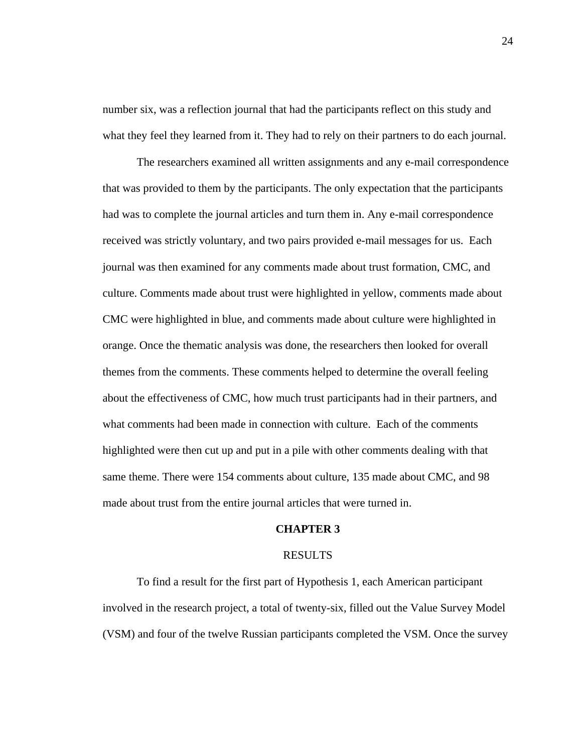number six, was a reflection journal that had the participants reflect on this study and what they feel they learned from it. They had to rely on their partners to do each journal.

The researchers examined all written assignments and any e-mail correspondence that was provided to them by the participants. The only expectation that the participants had was to complete the journal articles and turn them in. Any e-mail correspondence received was strictly voluntary, and two pairs provided e-mail messages for us. Each journal was then examined for any comments made about trust formation, CMC, and culture. Comments made about trust were highlighted in yellow, comments made about CMC were highlighted in blue, and comments made about culture were highlighted in orange. Once the thematic analysis was done, the researchers then looked for overall themes from the comments. These comments helped to determine the overall feeling about the effectiveness of CMC, how much trust participants had in their partners, and what comments had been made in connection with culture. Each of the comments highlighted were then cut up and put in a pile with other comments dealing with that same theme. There were 154 comments about culture, 135 made about CMC, and 98 made about trust from the entire journal articles that were turned in.

# CHAPTER 3

## RESULTS

To find a result for the first part of Hypothesis 1, each American participant involved in the research project, a total of twenty-six, filled out the Value Survey Model (VSM) and four of the twelve Russian participants completed the VSM. Once the survey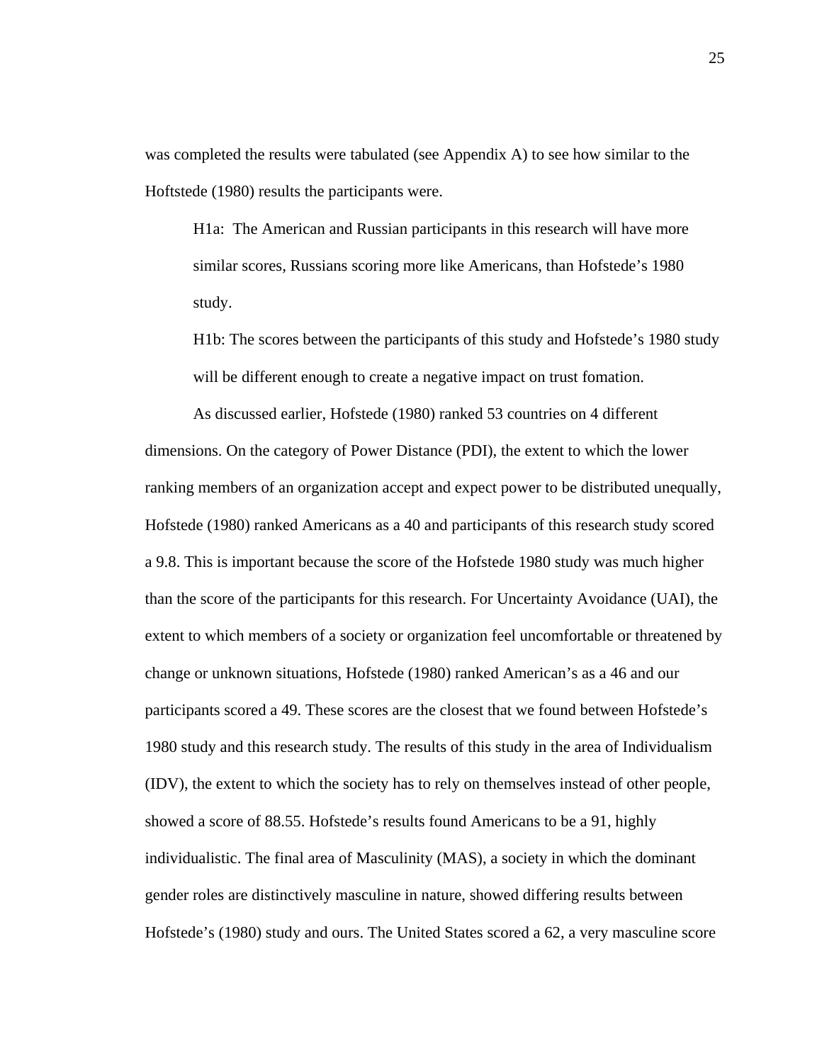was completed the results were tabulated (see Appendix A) to see how similar to the Hoftstede (1980) results the participants were.

> H1a: The American and Russian participants in this research will have more similar scores, Russians scoring more like Americans, than Hofstede's 1980 study.
>
> H1b: The scores between the participants of this study and Hofstede's 1980 study will be different enough to create a negative impact on trust fomation.

As discussed earlier, Hofstede (1980) ranked 53 countries on 4 different dimensions. On the category of Power Distance (PDI), the extent to which the lower ranking members of an organization accept and expect power to be distributed unequally, Hofstede (1980) ranked Americans as a 40 and participants of this research study scored a 9.8. This is important because the score of the Hofstede 1980 study was much higher than the score of the participants for this research. For Uncertainty Avoidance (UAI), the extent to which members of a society or organization feel uncomfortable or threatened by change or unknown situations, Hofstede (1980) ranked American's as a 46 and our participants scored a 49. These scores are the closest that we found between Hofstede's 1980 study and this research study. The results of this study in the area of Individualism (IDV), the extent to which the society has to rely on themselves instead of other people, showed a score of 88.55. Hofstede's results found Americans to be a 91, highly individualistic. The final area of Masculinity (MAS), a society in which the dominant gender roles are distinctively masculine in nature, showed differing results between Hofstede's (1980) study and ours. The United States scored a 62, a very masculine score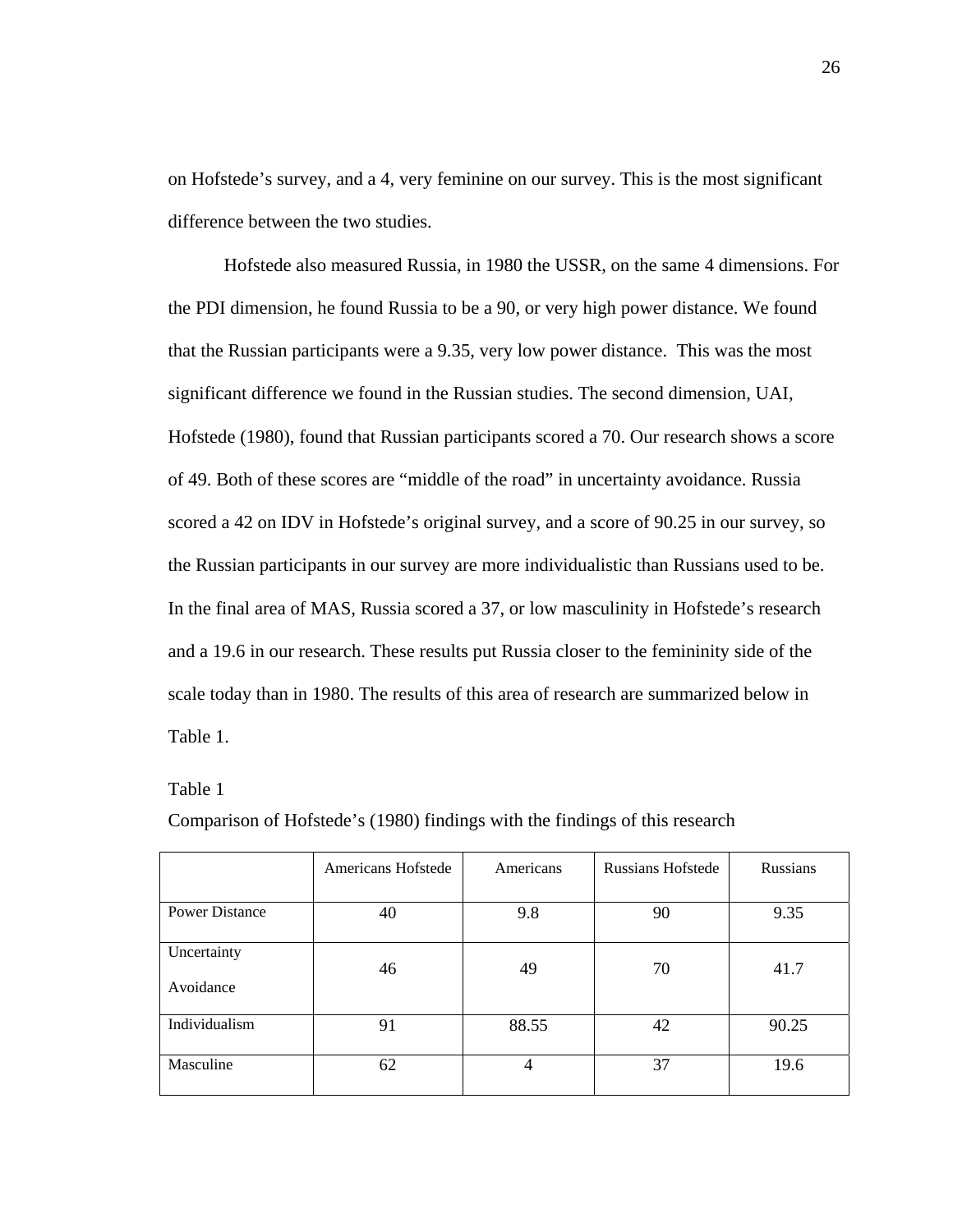on Hofstede's survey, and a 4, very feminine on our survey. This is the most significant difference between the two studies.

Hofstede also measured Russia, in 1980 the USSR, on the same 4 dimensions. For the PDI dimension, he found Russia to be a 90, or very high power distance. We found that the Russian participants were a 9.35, very low power distance. This was the most significant difference we found in the Russian studies. The second dimension, UAI, Hofstede (1980), found that Russian participants scored a 70. Our research shows a score of 49. Both of these scores are "middle of the road" in uncertainty avoidance. Russia scored a 42 on IDV in Hofstede's original survey, and a score of 90.25 in our survey, so the Russian participants in our survey are more individualistic than Russians used to be. In the final area of MAS, Russia scored a 37, or low masculinity in Hofstede's research and a 19.6 in our research. These results put Russia closer to the femininity side of the scale today than in 1980. The results of this area of research are summarized below in Table 1.

Table 1

Comparison of Hofstede's (1980) findings with the findings of this research

| | Americans Hofstede | Americans | Russians Hofstede | Russians |
|---|---|---|---|---|
| Power Distance | 40 | 9.8 | 90 | 9.35 |
| Uncertainty Avoidance | 46 | 49 | 70 | 41.7 |
| Individualism | 91 | 88.55 | 42 | 90.25 |
| Masculine | 62 | 4 | 37 | 19.6 |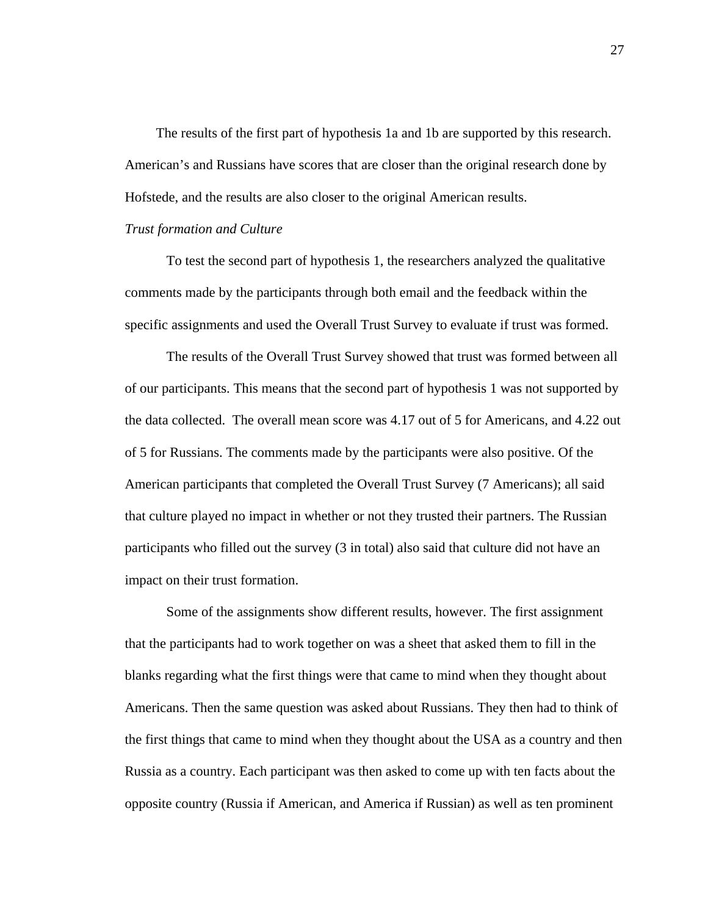The results of the first part of hypothesis 1a and 1b are supported by this research. American's and Russians have scores that are closer than the original research done by Hofstede, and the results are also closer to the original American results.

*Trust formation and Culture*

To test the second part of hypothesis 1, the researchers analyzed the qualitative comments made by the participants through both email and the feedback within the specific assignments and used the Overall Trust Survey to evaluate if trust was formed.

The results of the Overall Trust Survey showed that trust was formed between all of our participants. This means that the second part of hypothesis 1 was not supported by the data collected. The overall mean score was 4.17 out of 5 for Americans, and 4.22 out of 5 for Russians. The comments made by the participants were also positive. Of the American participants that completed the Overall Trust Survey (7 Americans); all said that culture played no impact in whether or not they trusted their partners. The Russian participants who filled out the survey (3 in total) also said that culture did not have an impact on their trust formation.

Some of the assignments show different results, however. The first assignment that the participants had to work together on was a sheet that asked them to fill in the blanks regarding what the first things were that came to mind when they thought about Americans. Then the same question was asked about Russians. They then had to think of the first things that came to mind when they thought about the USA as a country and then Russia as a country. Each participant was then asked to come up with ten facts about the opposite country (Russia if American, and America if Russian) as well as ten prominent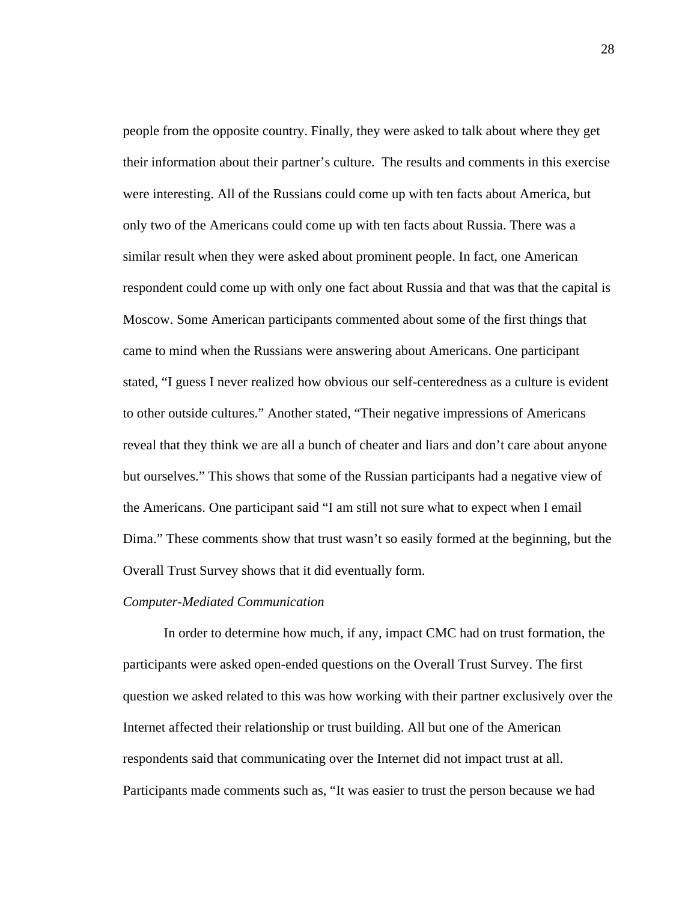people from the opposite country. Finally, they were asked to talk about where they get their information about their partner's culture. The results and comments in this exercise were interesting. All of the Russians could come up with ten facts about America, but only two of the Americans could come up with ten facts about Russia. There was a similar result when they were asked about prominent people. In fact, one American respondent could come up with only one fact about Russia and that was that the capital is Moscow. Some American participants commented about some of the first things that came to mind when the Russians were answering about Americans. One participant stated, "I guess I never realized how obvious our self-centeredness as a culture is evident to other outside cultures." Another stated, "Their negative impressions of Americans reveal that they think we are all a bunch of cheater and liars and don't care about anyone but ourselves." This shows that some of the Russian participants had a negative view of the Americans. One participant said "I am still not sure what to expect when I email Dima." These comments show that trust wasn't so easily formed at the beginning, but the Overall Trust Survey shows that it did eventually form.

*Computer-Mediated Communication*

In order to determine how much, if any, impact CMC had on trust formation, the participants were asked open-ended questions on the Overall Trust Survey. The first question we asked related to this was how working with their partner exclusively over the Internet affected their relationship or trust building. All but one of the American respondents said that communicating over the Internet did not impact trust at all. Participants made comments such as, "It was easier to trust the person because we had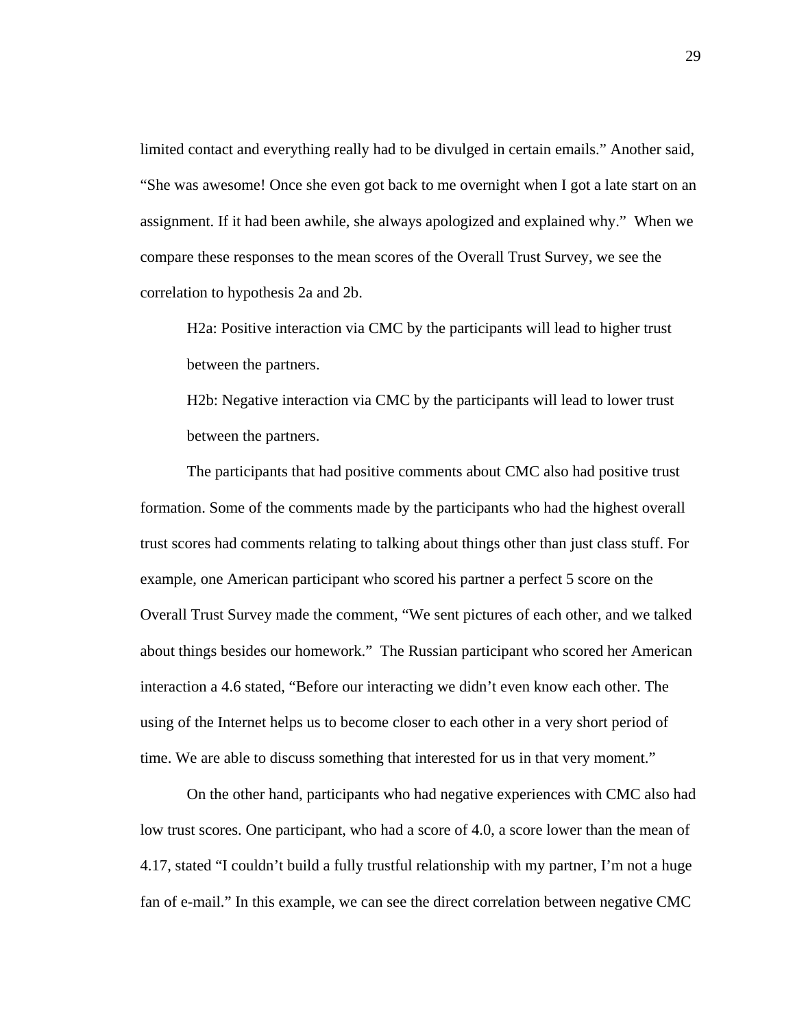limited contact and everything really had to be divulged in certain emails." Another said, "She was awesome! Once she even got back to me overnight when I got a late start on an assignment. If it had been awhile, she always apologized and explained why." When we compare these responses to the mean scores of the Overall Trust Survey, we see the correlation to hypothesis 2a and 2b.

> H2a: Positive interaction via CMC by the participants will lead to higher trust between the partners.
>
> H2b: Negative interaction via CMC by the participants will lead to lower trust between the partners.

The participants that had positive comments about CMC also had positive trust formation. Some of the comments made by the participants who had the highest overall trust scores had comments relating to talking about things other than just class stuff. For example, one American participant who scored his partner a perfect 5 score on the Overall Trust Survey made the comment, "We sent pictures of each other, and we talked about things besides our homework." The Russian participant who scored her American interaction a 4.6 stated, "Before our interacting we didn't even know each other. The using of the Internet helps us to become closer to each other in a very short period of time. We are able to discuss something that interested for us in that very moment."

On the other hand, participants who had negative experiences with CMC also had low trust scores. One participant, who had a score of 4.0, a score lower than the mean of 4.17, stated "I couldn't build a fully trustful relationship with my partner, I'm not a huge fan of e-mail." In this example, we can see the direct correlation between negative CMC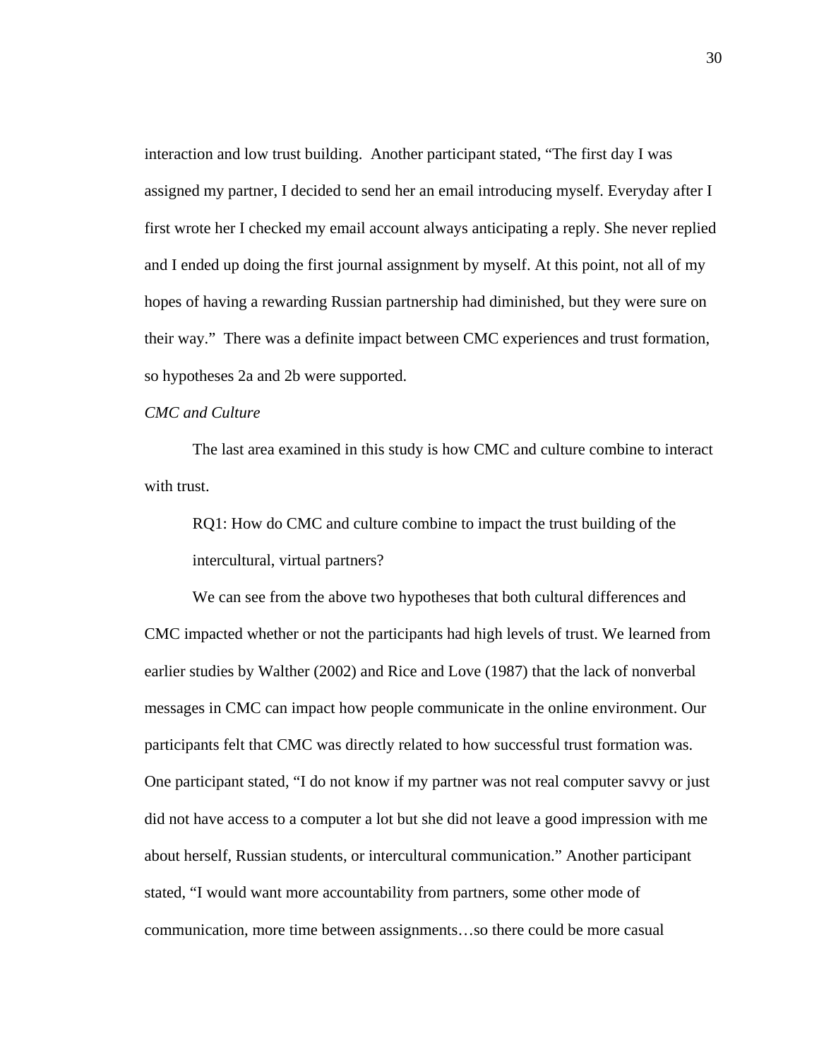interaction and low trust building. Another participant stated, "The first day I was assigned my partner, I decided to send her an email introducing myself. Everyday after I first wrote her I checked my email account always anticipating a reply. She never replied and I ended up doing the first journal assignment by myself. At this point, not all of my hopes of having a rewarding Russian partnership had diminished, but they were sure on their way." There was a definite impact between CMC experiences and trust formation, so hypotheses 2a and 2b were supported.

*CMC and Culture*

The last area examined in this study is how CMC and culture combine to interact with trust.

> RQ1: How do CMC and culture combine to impact the trust building of the intercultural, virtual partners?

We can see from the above two hypotheses that both cultural differences and CMC impacted whether or not the participants had high levels of trust. We learned from earlier studies by Walther (2002) and Rice and Love (1987) that the lack of nonverbal messages in CMC can impact how people communicate in the online environment. Our participants felt that CMC was directly related to how successful trust formation was. One participant stated, "I do not know if my partner was not real computer savvy or just did not have access to a computer a lot but she did not leave a good impression with me about herself, Russian students, or intercultural communication." Another participant stated, "I would want more accountability from partners, some other mode of communication, more time between assignments…so there could be more casual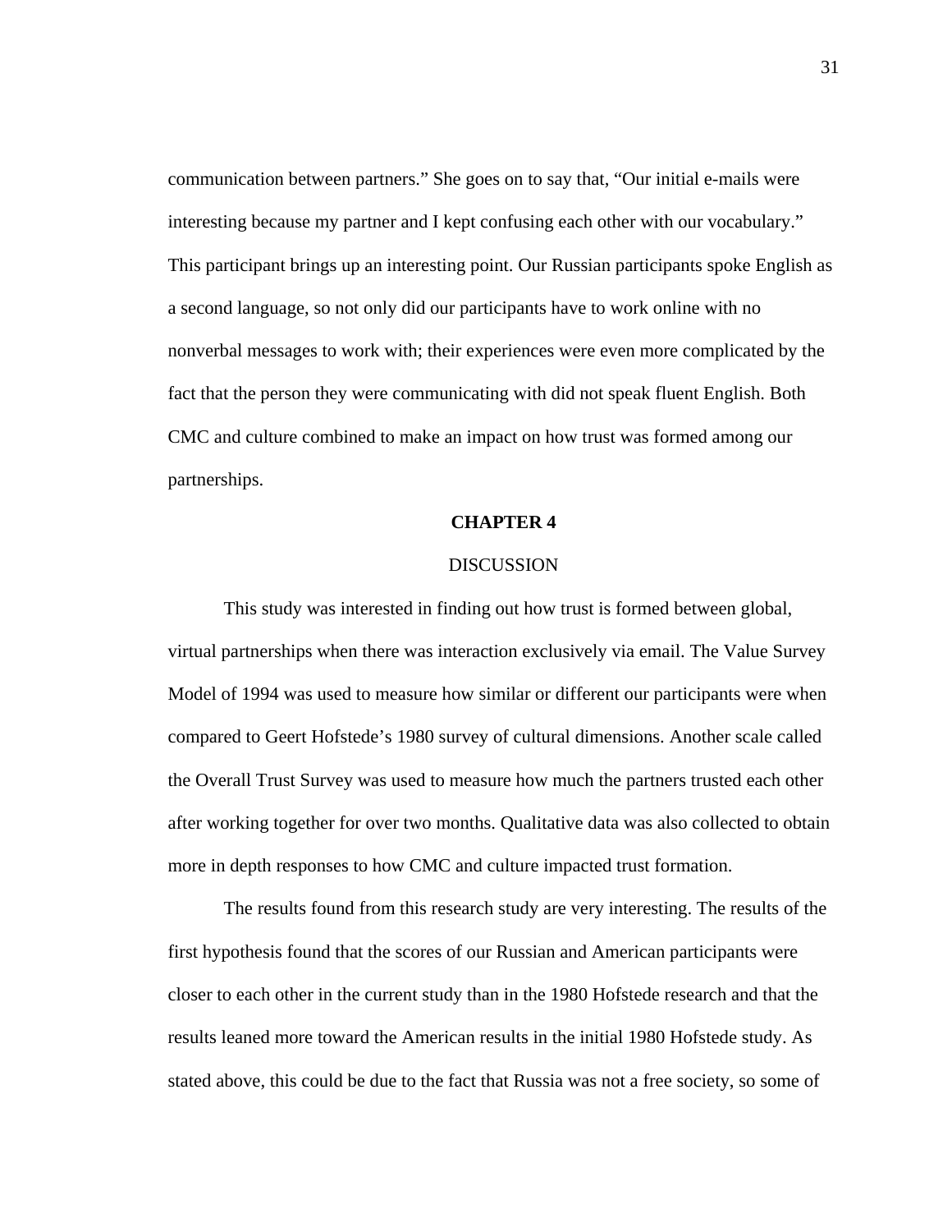communication between partners." She goes on to say that, "Our initial e-mails were interesting because my partner and I kept confusing each other with our vocabulary." This participant brings up an interesting point. Our Russian participants spoke English as a second language, so not only did our participants have to work online with no nonverbal messages to work with; their experiences were even more complicated by the fact that the person they were communicating with did not speak fluent English. Both CMC and culture combined to make an impact on how trust was formed among our partnerships.

# CHAPTER 4

## DISCUSSION

This study was interested in finding out how trust is formed between global, virtual partnerships when there was interaction exclusively via email. The Value Survey Model of 1994 was used to measure how similar or different our participants were when compared to Geert Hofstede's 1980 survey of cultural dimensions. Another scale called the Overall Trust Survey was used to measure how much the partners trusted each other after working together for over two months. Qualitative data was also collected to obtain more in depth responses to how CMC and culture impacted trust formation.

The results found from this research study are very interesting. The results of the first hypothesis found that the scores of our Russian and American participants were closer to each other in the current study than in the 1980 Hofstede research and that the results leaned more toward the American results in the initial 1980 Hofstede study. As stated above, this could be due to the fact that Russia was not a free society, so some of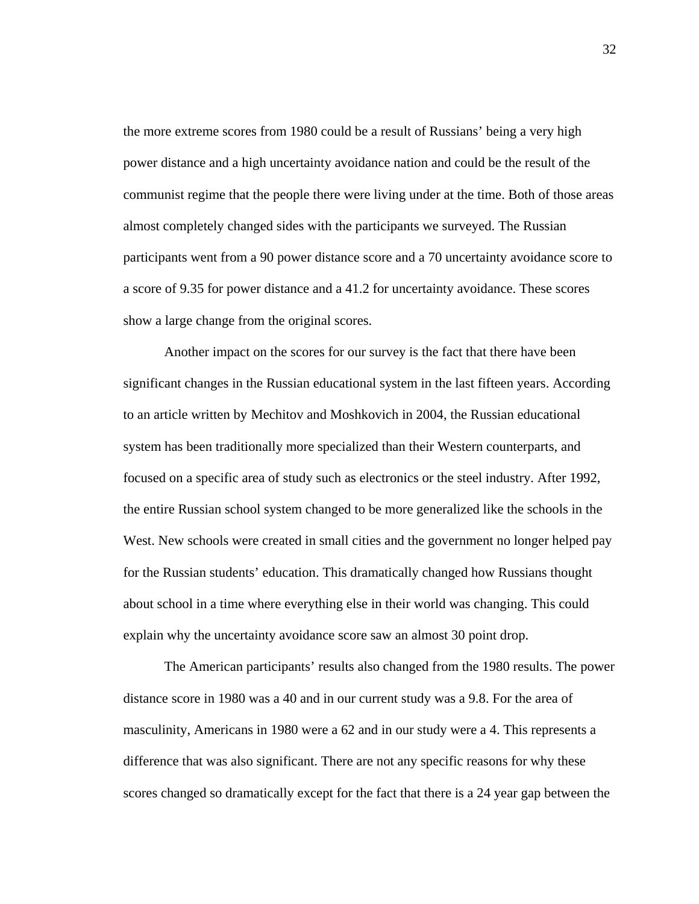the more extreme scores from 1980 could be a result of Russians' being a very high power distance and a high uncertainty avoidance nation and could be the result of the communist regime that the people there were living under at the time. Both of those areas almost completely changed sides with the participants we surveyed. The Russian participants went from a 90 power distance score and a 70 uncertainty avoidance score to a score of 9.35 for power distance and a 41.2 for uncertainty avoidance. These scores show a large change from the original scores.

Another impact on the scores for our survey is the fact that there have been significant changes in the Russian educational system in the last fifteen years. According to an article written by Mechitov and Moshkovich in 2004, the Russian educational system has been traditionally more specialized than their Western counterparts, and focused on a specific area of study such as electronics or the steel industry. After 1992, the entire Russian school system changed to be more generalized like the schools in the West. New schools were created in small cities and the government no longer helped pay for the Russian students' education. This dramatically changed how Russians thought about school in a time where everything else in their world was changing. This could explain why the uncertainty avoidance score saw an almost 30 point drop.

The American participants' results also changed from the 1980 results. The power distance score in 1980 was a 40 and in our current study was a 9.8. For the area of masculinity, Americans in 1980 were a 62 and in our study were a 4. This represents a difference that was also significant. There are not any specific reasons for why these scores changed so dramatically except for the fact that there is a 24 year gap between the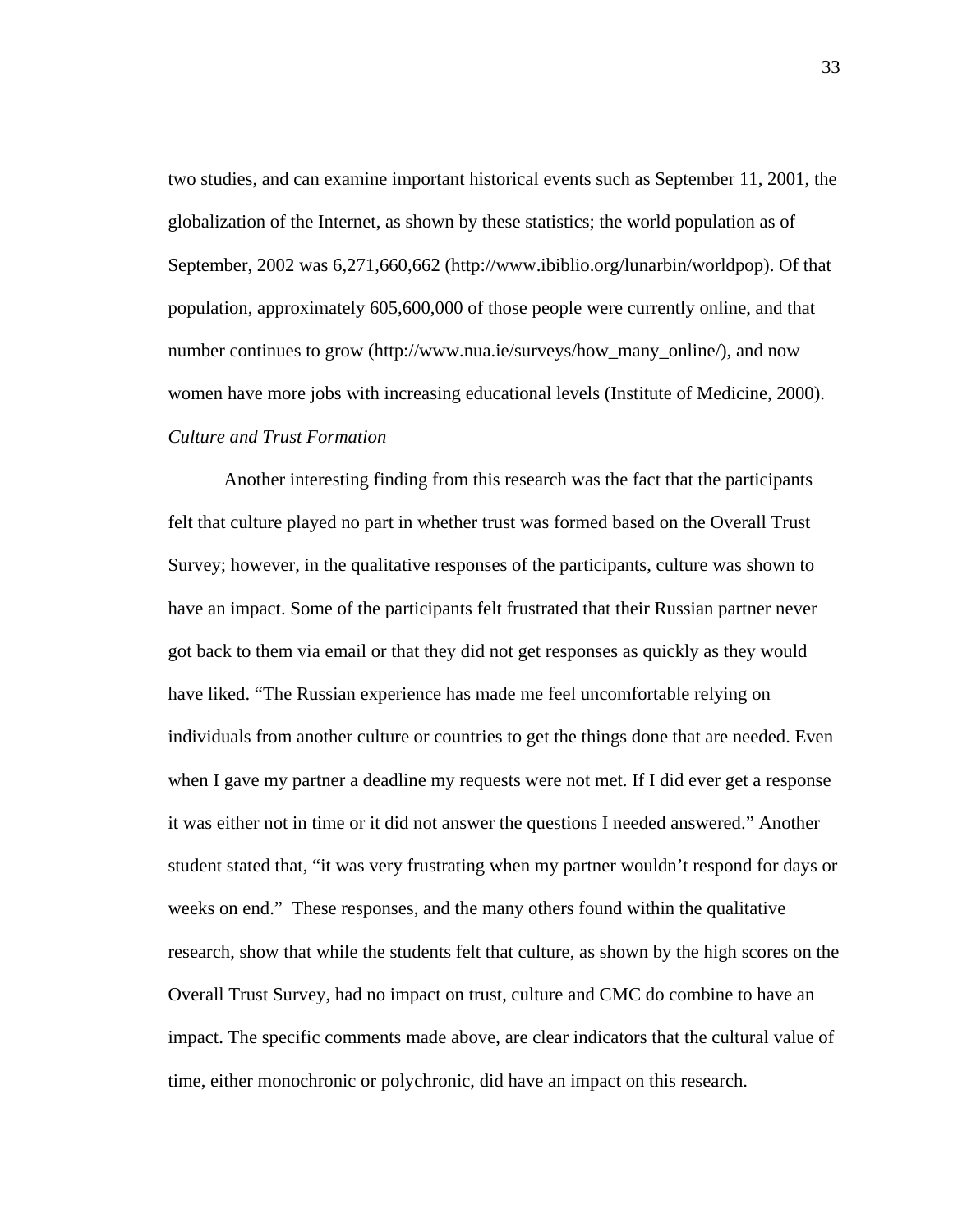two studies, and can examine important historical events such as September 11, 2001, the globalization of the Internet, as shown by these statistics; the world population as of September, 2002 was 6,271,660,662 (http://www.ibiblio.org/lunarbin/worldpop). Of that population, approximately 605,600,000 of those people were currently online, and that number continues to grow (http://www.nua.ie/surveys/how_many_online/), and now women have more jobs with increasing educational levels (Institute of Medicine, 2000).

*Culture and Trust Formation*

Another interesting finding from this research was the fact that the participants felt that culture played no part in whether trust was formed based on the Overall Trust Survey; however, in the qualitative responses of the participants, culture was shown to have an impact. Some of the participants felt frustrated that their Russian partner never got back to them via email or that they did not get responses as quickly as they would have liked. "The Russian experience has made me feel uncomfortable relying on individuals from another culture or countries to get the things done that are needed. Even when I gave my partner a deadline my requests were not met. If I did ever get a response it was either not in time or it did not answer the questions I needed answered." Another student stated that, "it was very frustrating when my partner wouldn't respond for days or weeks on end." These responses, and the many others found within the qualitative research, show that while the students felt that culture, as shown by the high scores on the Overall Trust Survey, had no impact on trust, culture and CMC do combine to have an impact. The specific comments made above, are clear indicators that the cultural value of time, either monochronic or polychronic, did have an impact on this research.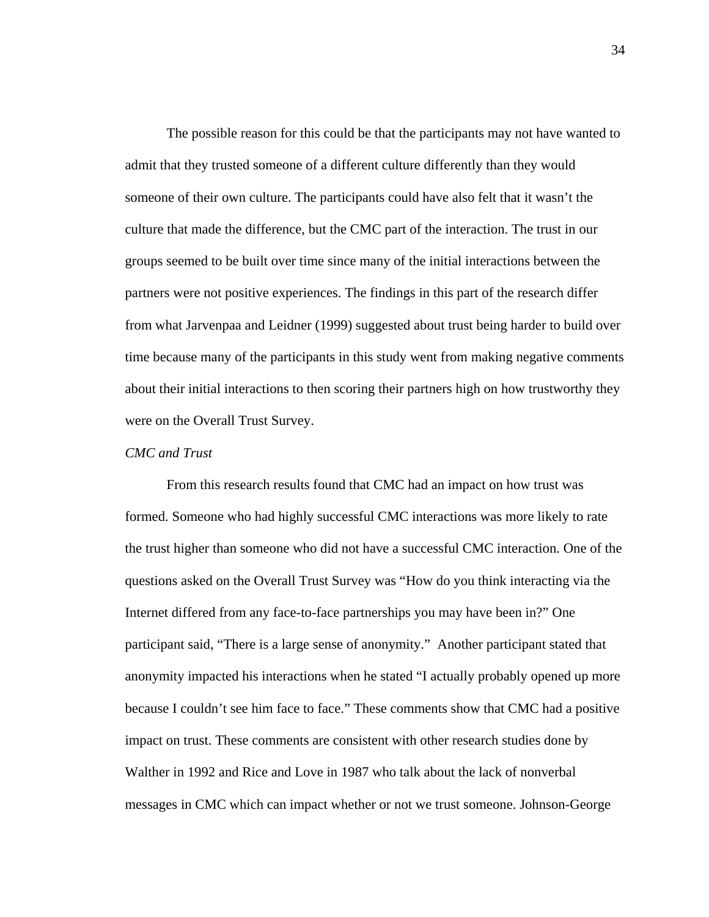The possible reason for this could be that the participants may not have wanted to admit that they trusted someone of a different culture differently than they would someone of their own culture. The participants could have also felt that it wasn't the culture that made the difference, but the CMC part of the interaction. The trust in our groups seemed to be built over time since many of the initial interactions between the partners were not positive experiences. The findings in this part of the research differ from what Jarvenpaa and Leidner (1999) suggested about trust being harder to build over time because many of the participants in this study went from making negative comments about their initial interactions to then scoring their partners high on how trustworthy they were on the Overall Trust Survey.

*CMC and Trust*

From this research results found that CMC had an impact on how trust was formed. Someone who had highly successful CMC interactions was more likely to rate the trust higher than someone who did not have a successful CMC interaction. One of the questions asked on the Overall Trust Survey was "How do you think interacting via the Internet differed from any face-to-face partnerships you may have been in?" One participant said, "There is a large sense of anonymity." Another participant stated that anonymity impacted his interactions when he stated "I actually probably opened up more because I couldn't see him face to face." These comments show that CMC had a positive impact on trust. These comments are consistent with other research studies done by Walther in 1992 and Rice and Love in 1987 who talk about the lack of nonverbal messages in CMC which can impact whether or not we trust someone. Johnson-George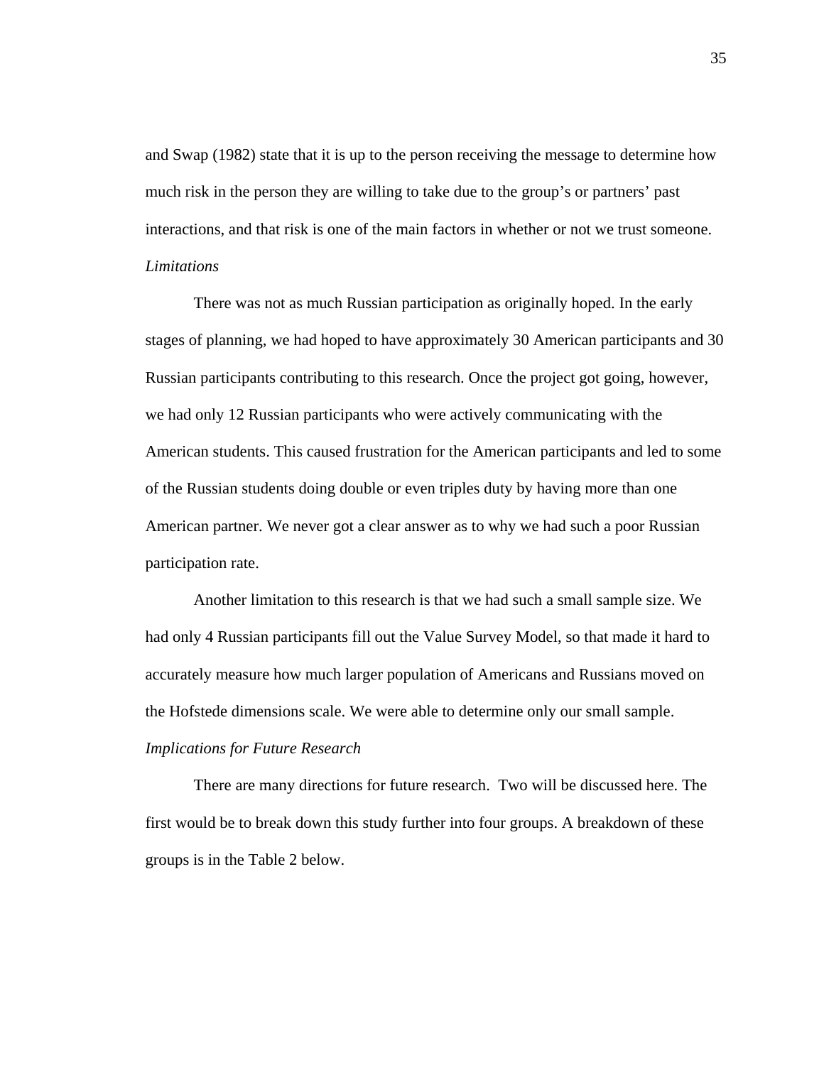and Swap (1982) state that it is up to the person receiving the message to determine how much risk in the person they are willing to take due to the group's or partners' past interactions, and that risk is one of the main factors in whether or not we trust someone.

### *Limitations*

There was not as much Russian participation as originally hoped. In the early stages of planning, we had hoped to have approximately 30 American participants and 30 Russian participants contributing to this research. Once the project got going, however, we had only 12 Russian participants who were actively communicating with the American students. This caused frustration for the American participants and led to some of the Russian students doing double or even triples duty by having more than one American partner. We never got a clear answer as to why we had such a poor Russian participation rate.

Another limitation to this research is that we had such a small sample size. We had only 4 Russian participants fill out the Value Survey Model, so that made it hard to accurately measure how much larger population of Americans and Russians moved on the Hofstede dimensions scale. We were able to determine only our small sample.

### *Implications for Future Research*

There are many directions for future research. Two will be discussed here. The first would be to break down this study further into four groups. A breakdown of these groups is in the Table 2 below.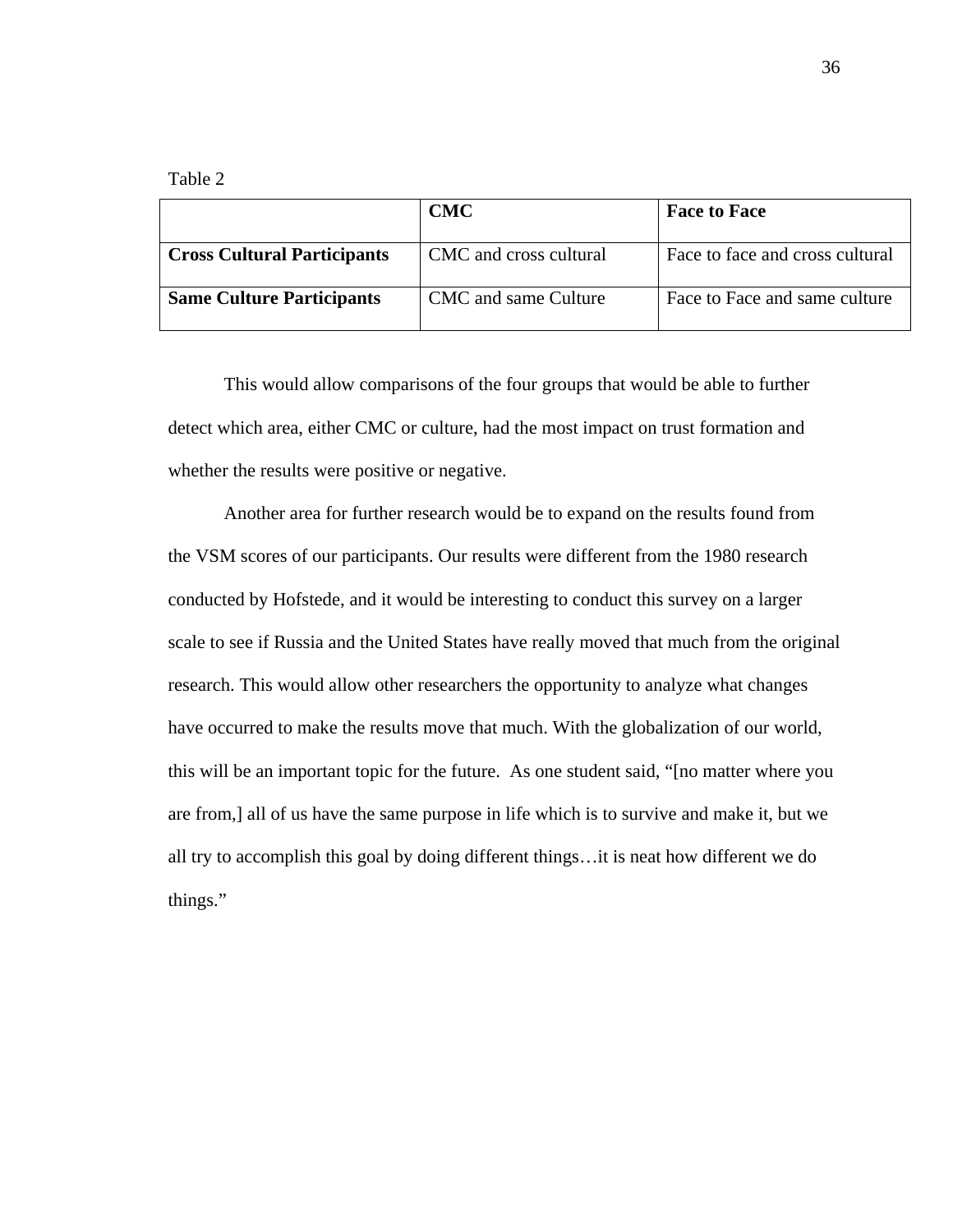Table 2

| | **CMC** | **Face to Face** |
|---|---|---|
| **Cross Cultural Participants** | CMC and cross cultural | Face to face and cross cultural |
| **Same Culture Participants** | CMC and same Culture | Face to Face and same culture |

This would allow comparisons of the four groups that would be able to further detect which area, either CMC or culture, had the most impact on trust formation and whether the results were positive or negative.

Another area for further research would be to expand on the results found from the VSM scores of our participants. Our results were different from the 1980 research conducted by Hofstede, and it would be interesting to conduct this survey on a larger scale to see if Russia and the United States have really moved that much from the original research. This would allow other researchers the opportunity to analyze what changes have occurred to make the results move that much. With the globalization of our world, this will be an important topic for the future. As one student said, "[no matter where you are from,] all of us have the same purpose in life which is to survive and make it, but we all try to accomplish this goal by doing different things…it is neat how different we do things."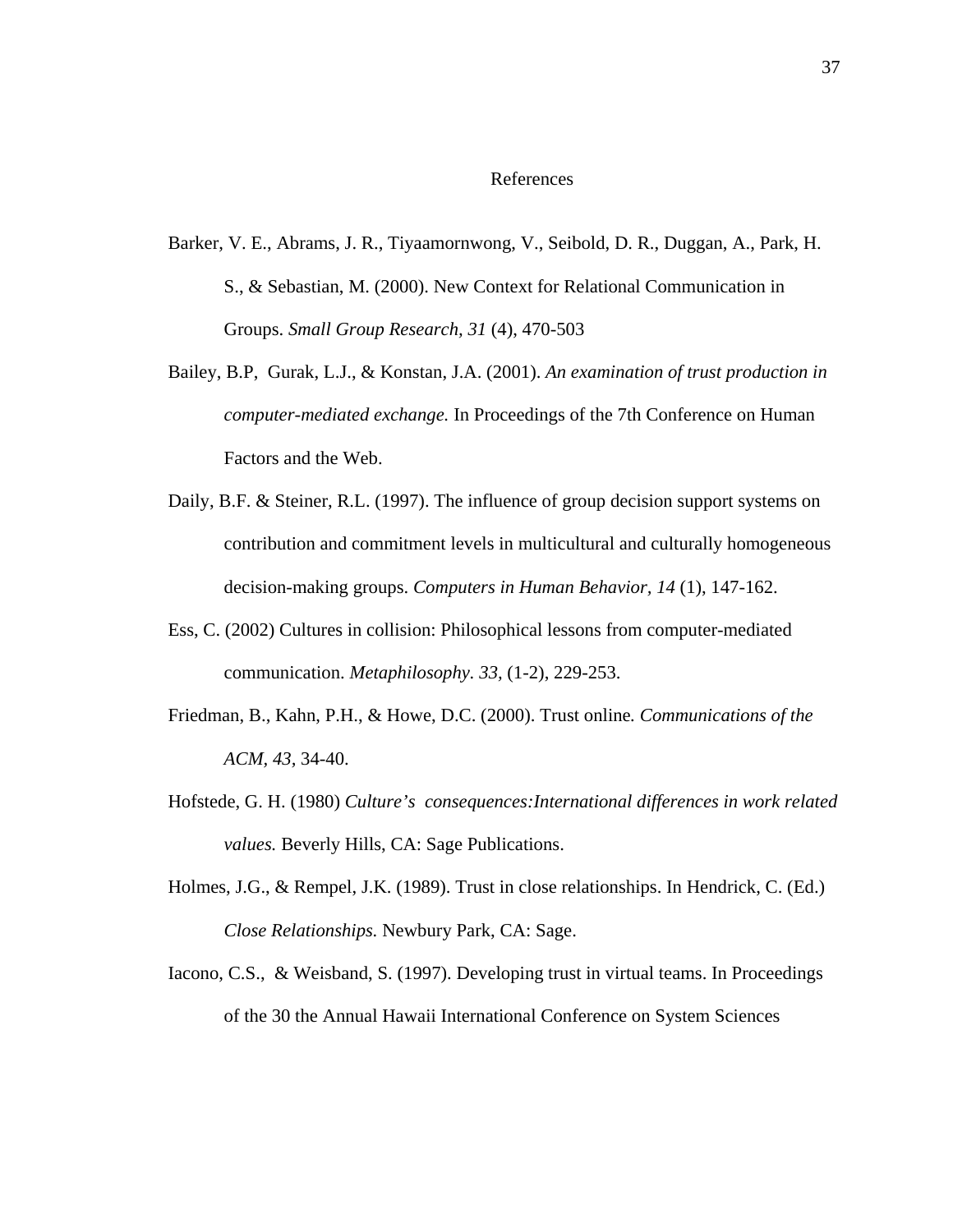# References

Barker, V. E., Abrams, J. R., Tiyaamornwong, V., Seibold, D. R., Duggan, A., Park, H. S., & Sebastian, M. (2000). New Context for Relational Communication in Groups. *Small Group Research, 31* (4), 470-503

Bailey, B.P, Gurak, L.J., & Konstan, J.A. (2001). *An examination of trust production in computer-mediated exchange.* In Proceedings of the 7th Conference on Human Factors and the Web.

Daily, B.F. & Steiner, R.L. (1997). The influence of group decision support systems on contribution and commitment levels in multicultural and culturally homogeneous decision-making groups. *Computers in Human Behavior, 14* (1), 147-162.

Ess, C. (2002) Cultures in collision: Philosophical lessons from computer-mediated communication. *Metaphilosophy*. *33,* (1-2), 229-253.

Friedman, B., Kahn, P.H., & Howe, D.C. (2000). Trust online*. Communications of the ACM, 43,* 34-40.

Hofstede, G. H. (1980) *Culture's consequences:International differences in work related values.* Beverly Hills, CA: Sage Publications.

Holmes, J.G., & Rempel, J.K. (1989). Trust in close relationships. In Hendrick, C. (Ed.) *Close Relationships.* Newbury Park, CA: Sage.

Iacono, C.S., & Weisband, S. (1997). Developing trust in virtual teams. In Proceedings of the 30 the Annual Hawaii International Conference on System Sciences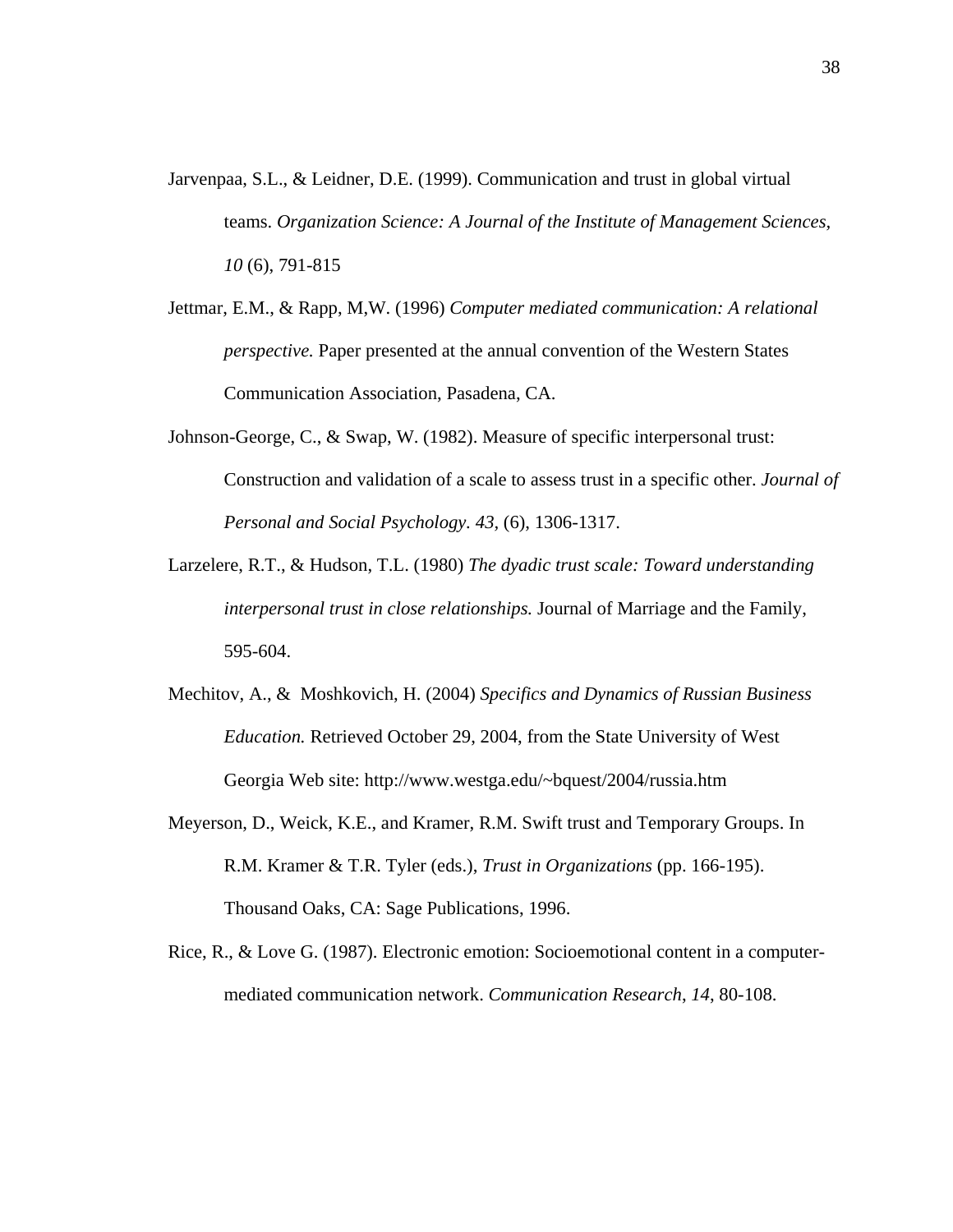Jarvenpaa, S.L., & Leidner, D.E. (1999). Communication and trust in global virtual teams. *Organization Science: A Journal of the Institute of Management Sciences, 10* (6), 791-815

Jettmar, E.M., & Rapp, M,W. (1996) *Computer mediated communication: A relational perspective.* Paper presented at the annual convention of the Western States Communication Association, Pasadena, CA.

Johnson-George, C., & Swap, W. (1982). Measure of specific interpersonal trust: Construction and validation of a scale to assess trust in a specific other. *Journal of Personal and Social Psychology*. *43*, (6), 1306-1317.

Larzelere, R.T., & Hudson, T.L. (1980) *The dyadic trust scale: Toward understanding interpersonal trust in close relationships.* Journal of Marriage and the Family, 595-604.

Mechitov, A., & Moshkovich, H. (2004) *Specifics and Dynamics of Russian Business Education.* Retrieved October 29, 2004, from the State University of West Georgia Web site: http://www.westga.edu/~bquest/2004/russia.htm

Meyerson, D., Weick, K.E., and Kramer, R.M. Swift trust and Temporary Groups. In R.M. Kramer & T.R. Tyler (eds.), *Trust in Organizations* (pp. 166-195). Thousand Oaks, CA: Sage Publications, 1996.

Rice, R., & Love G. (1987). Electronic emotion: Socioemotional content in a computer-mediated communication network. *Communication Research*, *14*, 80-108.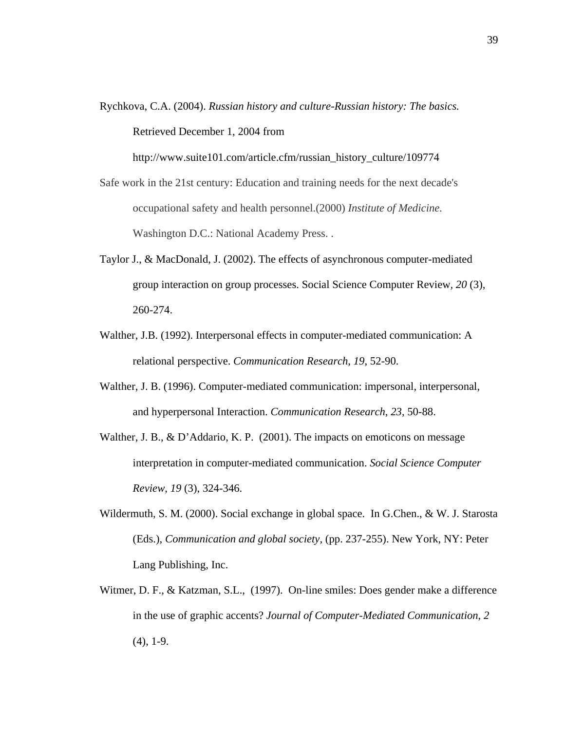Rychkova, C.A. (2004). *Russian history and culture-Russian history: The basics.* Retrieved December 1, 2004 from http://www.suite101.com/article.cfm/russian_history_culture/109774

Safe work in the 21st century: Education and training needs for the next decade's occupational safety and health personnel.(2000) *Institute of Medicine.* Washington D.C.: National Academy Press. .

Taylor J., & MacDonald, J. (2002). The effects of asynchronous computer-mediated group interaction on group processes. Social Science Computer Review, *20* (3), 260-274.

Walther, J.B. (1992). Interpersonal effects in computer-mediated communication: A relational perspective. *Communication Research*, *19*, 52-90.

Walther, J. B. (1996). Computer-mediated communication: impersonal, interpersonal, and hyperpersonal Interaction. *Communication Research*, *23*, 50-88.

Walther, J. B., & D'Addario, K. P. (2001). The impacts on emoticons on message interpretation in computer-mediated communication. *Social Science Computer Review*, *19* (3), 324-346.

Wildermuth, S. M. (2000). Social exchange in global space. In G.Chen., & W. J. Starosta (Eds.), *Communication and global society,* (pp. 237-255). New York, NY: Peter Lang Publishing, Inc.

Witmer, D. F., & Katzman, S.L., (1997). On-line smiles: Does gender make a difference in the use of graphic accents? *Journal of Computer-Mediated Communication*, *2* (4), 1-9.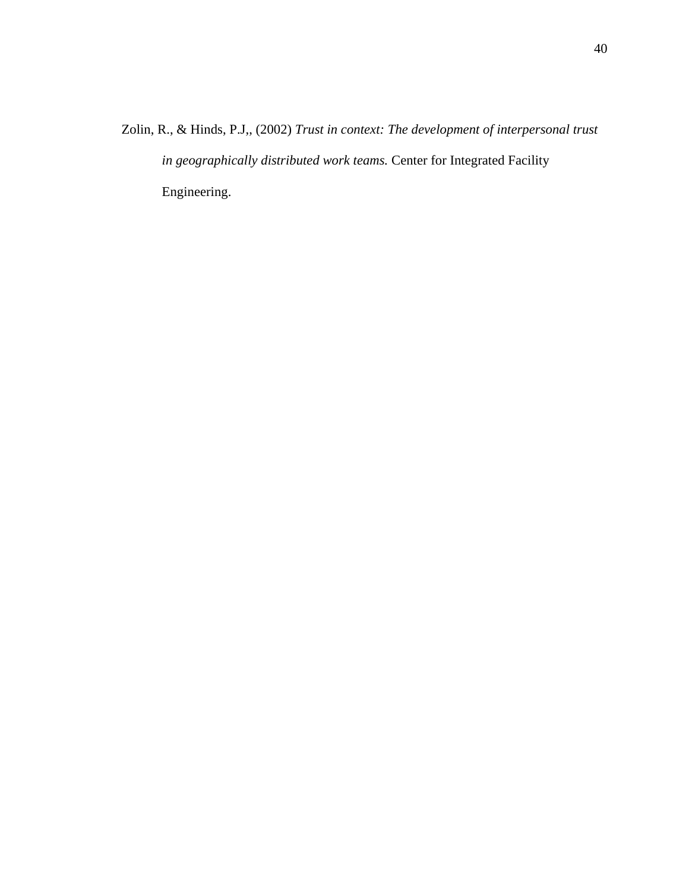Zolin, R., & Hinds, P.J,, (2002) *Trust in context: The development of interpersonal trust in geographically distributed work teams.* Center for Integrated Facility Engineering.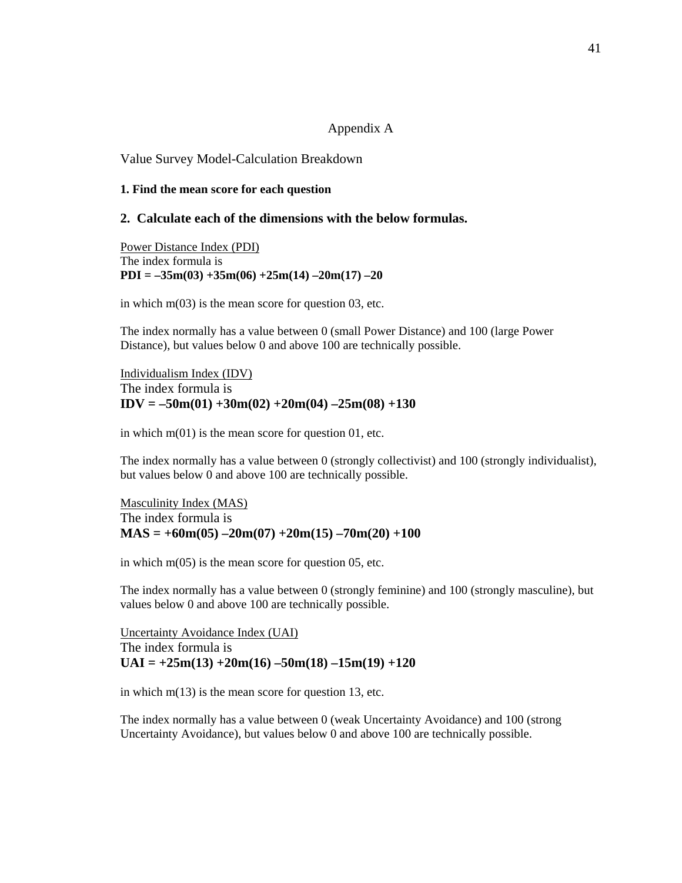# Appendix A

## Value Survey Model-Calculation Breakdown

**1. Find the mean score for each question**

**2. Calculate each of the dimensions with the below formulas.**

Power Distance Index (PDI)
The index formula is
$$PDI = -35m(03) + 35m(06) + 25m(14) - 20m(17) - 20$$

in which m(03) is the mean score for question 03, etc.

The index normally has a value between 0 (small Power Distance) and 100 (large Power Distance), but values below 0 and above 100 are technically possible.

Individualism Index (IDV)
The index formula is
$$IDV = -50m(01) + 30m(02) + 20m(04) - 25m(08) + 130$$

in which m(01) is the mean score for question 01, etc.

The index normally has a value between 0 (strongly collectivist) and 100 (strongly individualist), but values below 0 and above 100 are technically possible.

Masculinity Index (MAS)
The index formula is
$$MAS = +60m(05) - 20m(07) + 20m(15) - 70m(20) + 100$$

in which m(05) is the mean score for question 05, etc.

The index normally has a value between 0 (strongly feminine) and 100 (strongly masculine), but values below 0 and above 100 are technically possible.

Uncertainty Avoidance Index (UAI)
The index formula is
$$UAI = +25m(13) + 20m(16) - 50m(18) - 15m(19) + 120$$

in which m(13) is the mean score for question 13, etc.

The index normally has a value between 0 (weak Uncertainty Avoidance) and 100 (strong Uncertainty Avoidance), but values below 0 and above 100 are technically possible.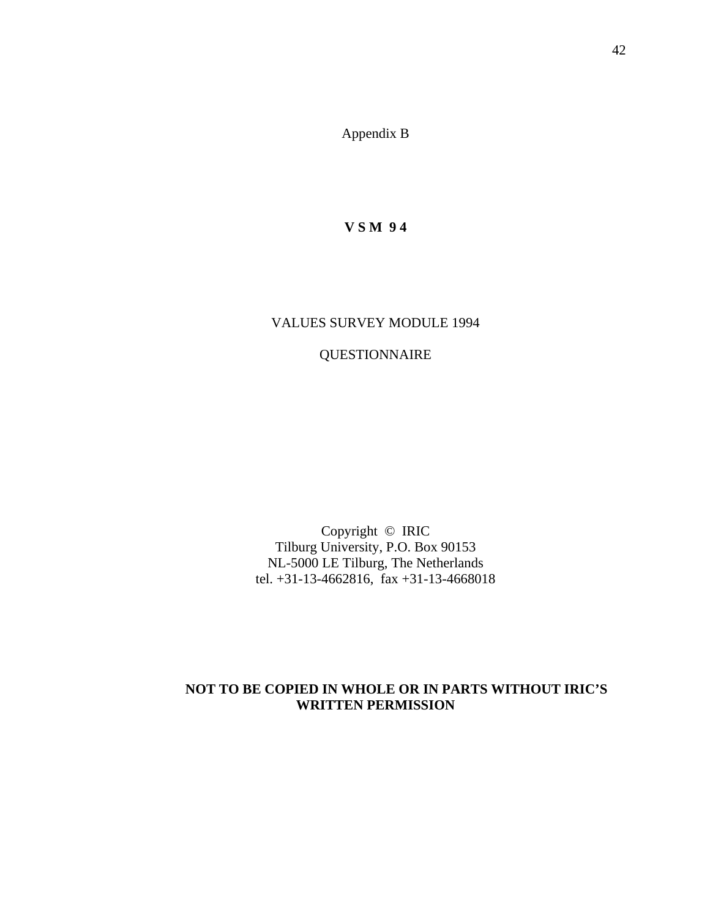Appendix B

**V S M 9 4**

VALUES SURVEY MODULE 1994

QUESTIONNAIRE

Copyright © IRIC
Tilburg University, P.O. Box 90153
NL-5000 LE Tilburg, The Netherlands
tel. +31-13-4662816, fax +31-13-4668018

**NOT TO BE COPIED IN WHOLE OR IN PARTS WITHOUT IRIC'S WRITTEN PERMISSION**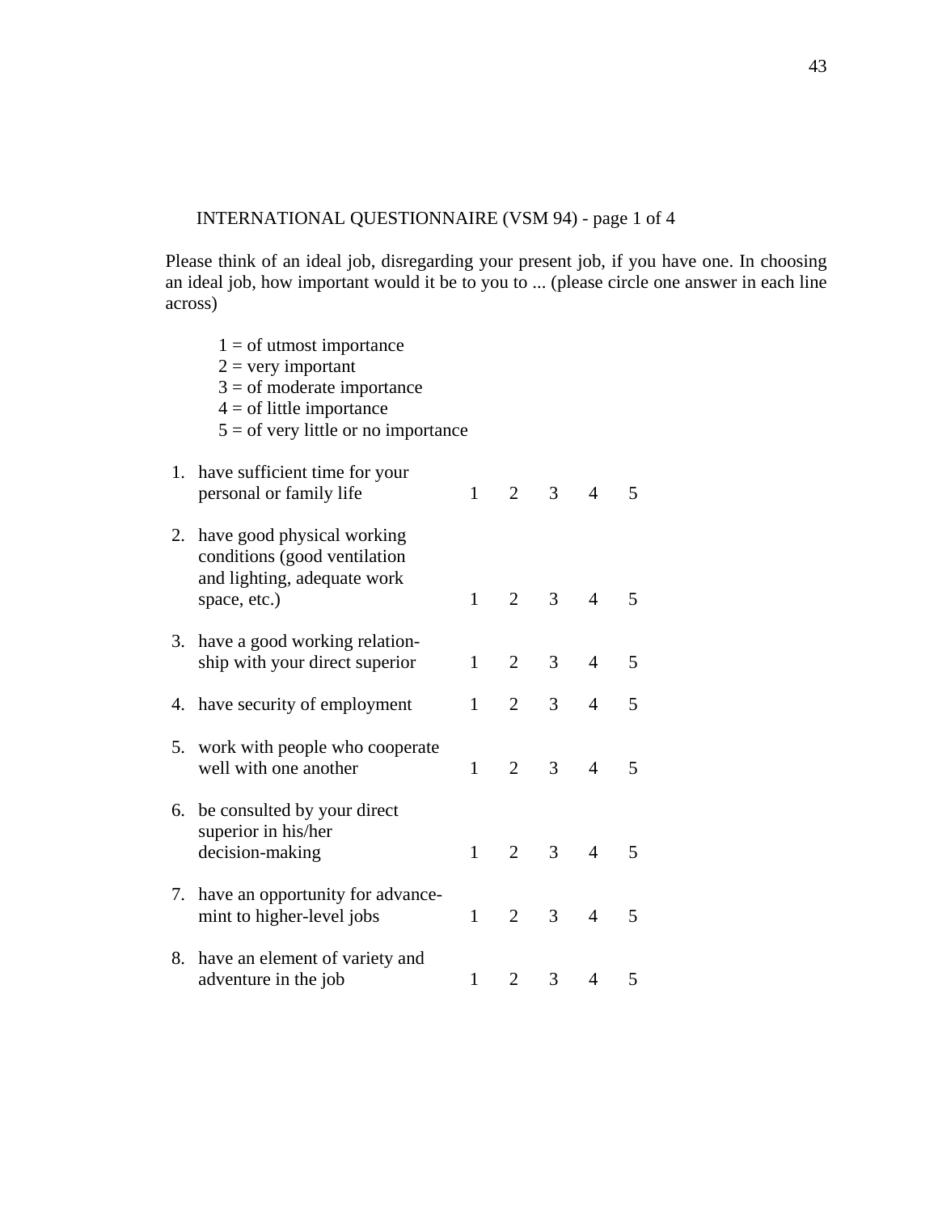INTERNATIONAL QUESTIONNAIRE (VSM 94) - page 1 of 4

Please think of an ideal job, disregarding your present job, if you have one. In choosing an ideal job, how important would it be to you to ... (please circle one answer in each line across)

1 = of utmost importance
2 = very important
3 = of moderate importance
4 = of little importance
5 = of very little or no importance

| | | | | | | |
|---|---|---|---|---|---|---|
| 1. | have sufficient time for your personal or family life | 1 | 2 | 3 | 4 | 5 |
| 2. | have good physical working conditions (good ventilation and lighting, adequate work space, etc.) | 1 | 2 | 3 | 4 | 5 |
| 3. | have a good working relation-ship with your direct superior | 1 | 2 | 3 | 4 | 5 |
| 4. | have security of employment | 1 | 2 | 3 | 4 | 5 |
| 5. | work with people who cooperate well with one another | 1 | 2 | 3 | 4 | 5 |
| 6. | be consulted by your direct superior in his/her decision-making | 1 | 2 | 3 | 4 | 5 |
| 7. | have an opportunity for advance-mint to higher-level jobs | 1 | 2 | 3 | 4 | 5 |
| 8. | have an element of variety and adventure in the job | 1 | 2 | 3 | 4 | 5 |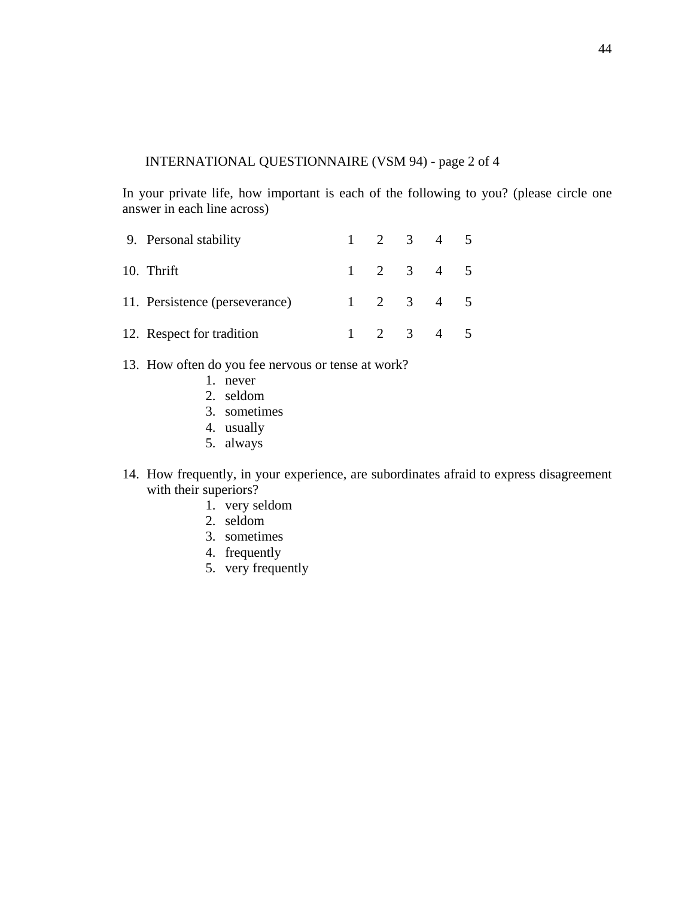INTERNATIONAL QUESTIONNAIRE (VSM 94) - page 2 of 4

In your private life, how important is each of the following to you? (please circle one answer in each line across)

| | | | | | | |
|---|---|---|---|---|---|---|
| 9. | Personal stability | 1 | 2 | 3 | 4 | 5 |
| 10. | Thrift | 1 | 2 | 3 | 4 | 5 |
| 11. | Persistence (perseverance) | 1 | 2 | 3 | 4 | 5 |
| 12. | Respect for tradition | 1 | 2 | 3 | 4 | 5 |

13. How often do you fee nervous or tense at work?
    1. never
    2. seldom
    3. sometimes
    4. usually
    5. always

14. How frequently, in your experience, are subordinates afraid to express disagreement with their superiors?
    1. very seldom
    2. seldom
    3. sometimes
    4. frequently
    5. very frequently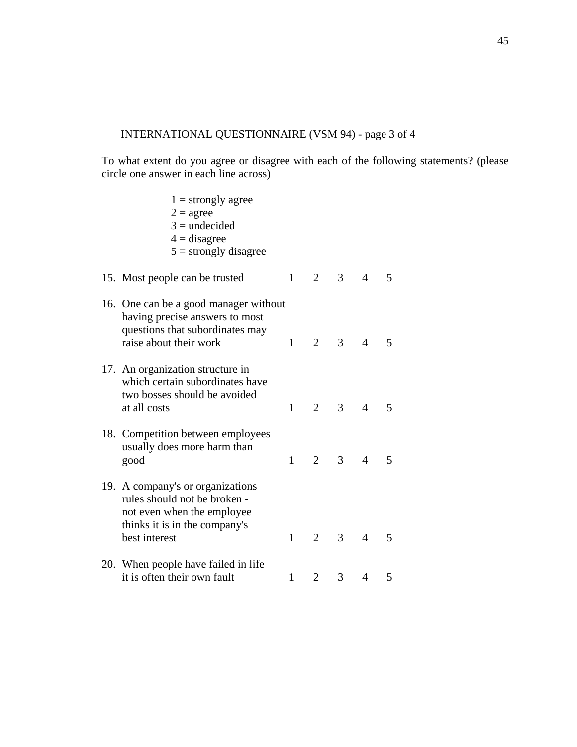INTERNATIONAL QUESTIONNAIRE (VSM 94) - page 3 of 4

To what extent do you agree or disagree with each of the following statements? (please circle one answer in each line across)

1 = strongly agree
2 = agree
3 = undecided
4 = disagree
5 = strongly disagree

| | | | | | | |
|---|---|---|---|---|---|---|
| 15. | Most people can be trusted | 1 | 2 | 3 | 4 | 5 |
| 16. | One can be a good manager without having precise answers to most questions that subordinates may raise about their work | 1 | 2 | 3 | 4 | 5 |
| 17. | An organization structure in which certain subordinates have two bosses should be avoided at all costs | 1 | 2 | 3 | 4 | 5 |
| 18. | Competition between employees usually does more harm than good | 1 | 2 | 3 | 4 | 5 |
| 19. | A company's or organizations rules should not be broken - not even when the employee thinks it is in the company's best interest | 1 | 2 | 3 | 4 | 5 |
| 20. | When people have failed in life it is often their own fault | 1 | 2 | 3 | 4 | 5 |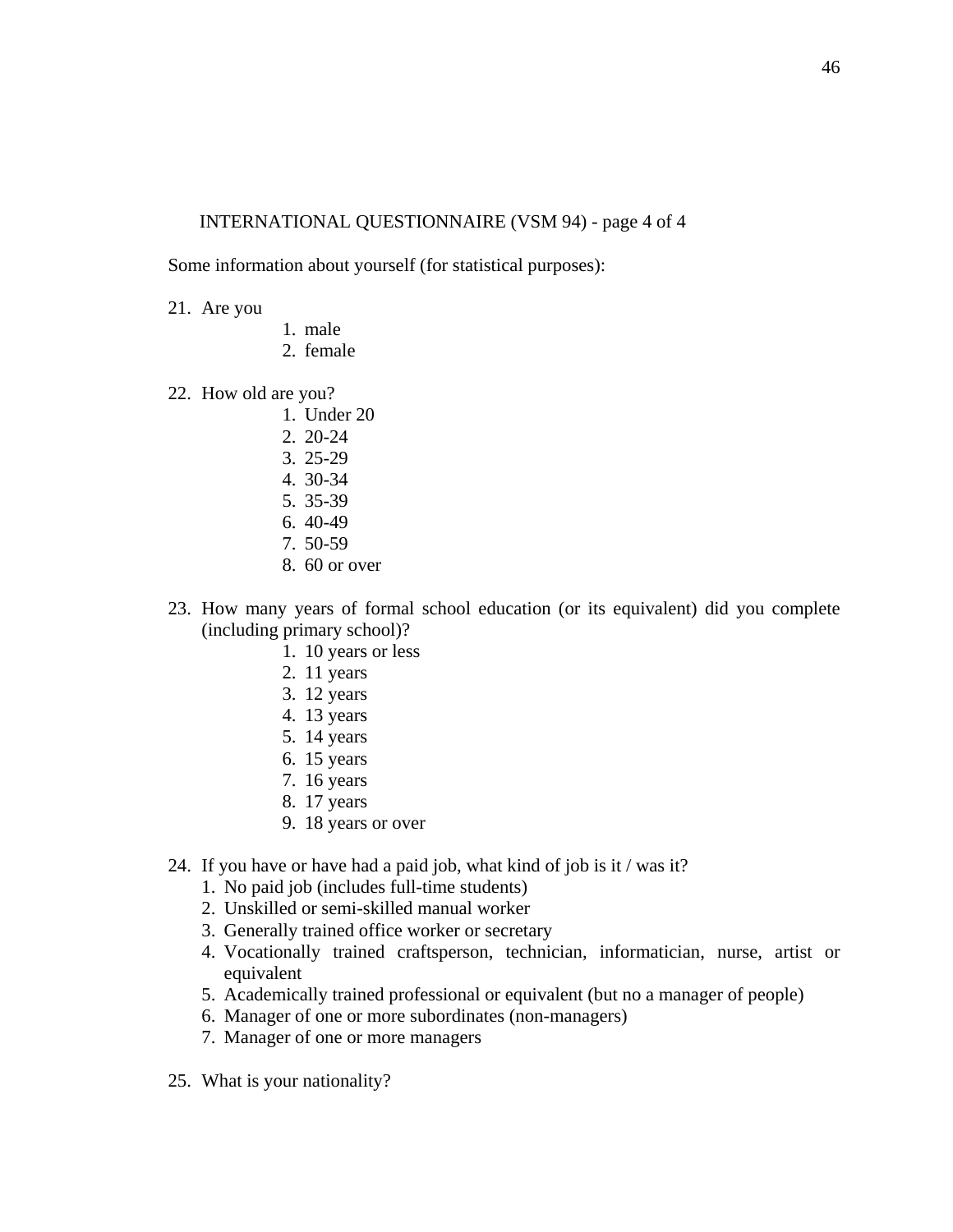INTERNATIONAL QUESTIONNAIRE (VSM 94) - page 4 of 4

Some information about yourself (for statistical purposes):

21. Are you
    1. male
    2. female

22. How old are you?
    1. Under 20
    2. 20-24
    3. 25-29
    4. 30-34
    5. 35-39
    6. 40-49
    7. 50-59
    8. 60 or over

23. How many years of formal school education (or its equivalent) did you complete (including primary school)?
    1. 10 years or less
    2. 11 years
    3. 12 years
    4. 13 years
    5. 14 years
    6. 15 years
    7. 16 years
    8. 17 years
    9. 18 years or over

24. If you have or have had a paid job, what kind of job is it / was it?
    1. No paid job (includes full-time students)
    2. Unskilled or semi-skilled manual worker
    3. Generally trained office worker or secretary
    4. Vocationally trained craftsperson, technician, informatician, nurse, artist or equivalent
    5. Academically trained professional or equivalent (but no a manager of people)
    6. Manager of one or more subordinates (non-managers)
    7. Manager of one or more managers

25. What is your nationality?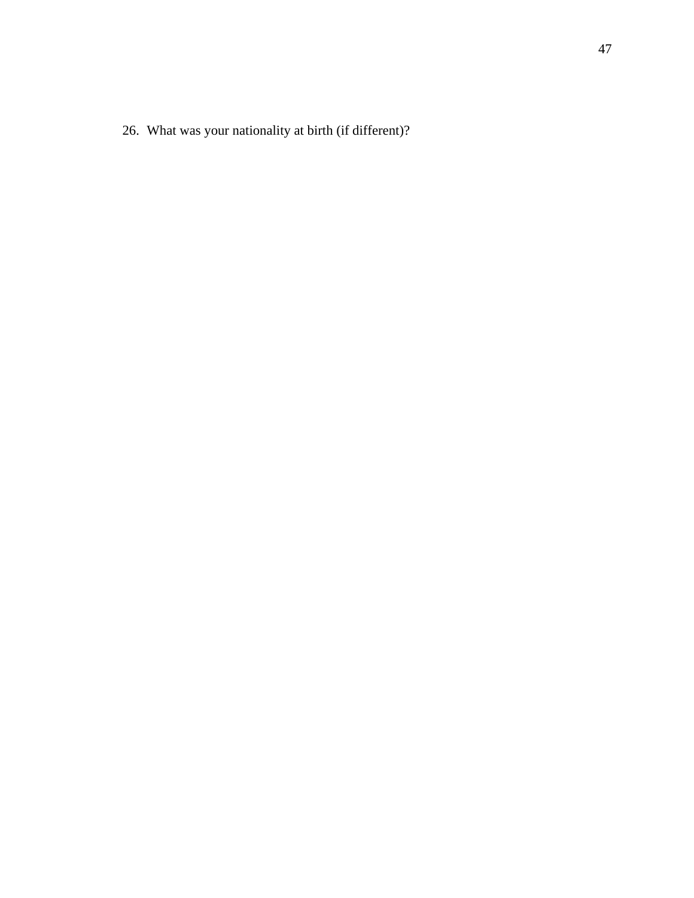26. What was your nationality at birth (if different)?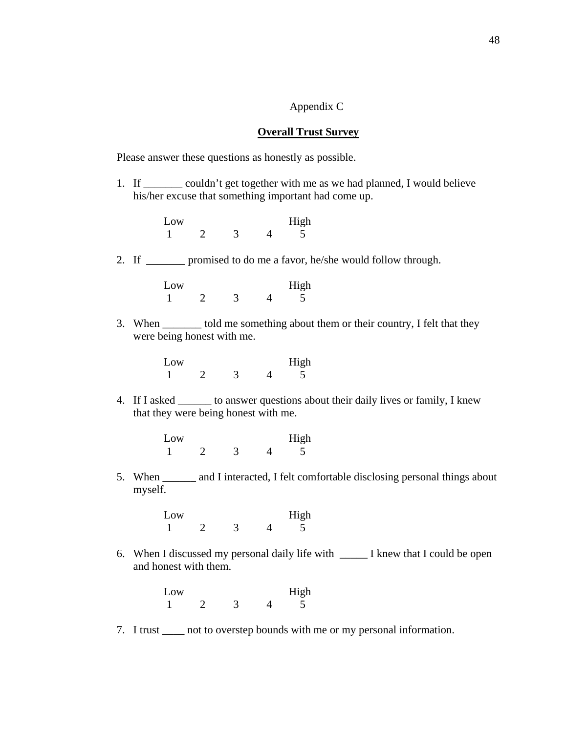Appendix C

**Overall Trust Survey**

Please answer these questions as honestly as possible.

1. If _______ couldn’t get together with me as we had planned, I would believe his/her excuse that something important had come up.

   Low &nbsp;&nbsp;&nbsp;&nbsp;&nbsp;&nbsp;&nbsp;&nbsp;&nbsp;&nbsp;&nbsp;&nbsp;&nbsp;&nbsp;&nbsp;&nbsp; High
   1 &nbsp;&nbsp;&nbsp; 2 &nbsp;&nbsp;&nbsp; 3 &nbsp;&nbsp;&nbsp; 4 &nbsp;&nbsp;&nbsp; 5

2. If _______ promised to do me a favor, he/she would follow through.

   Low &nbsp;&nbsp;&nbsp;&nbsp;&nbsp;&nbsp;&nbsp;&nbsp;&nbsp;&nbsp;&nbsp;&nbsp;&nbsp;&nbsp;&nbsp;&nbsp; High
   1 &nbsp;&nbsp;&nbsp; 2 &nbsp;&nbsp;&nbsp; 3 &nbsp;&nbsp;&nbsp; 4 &nbsp;&nbsp;&nbsp; 5

3. When _______ told me something about them or their country, I felt that they were being honest with me.

   Low &nbsp;&nbsp;&nbsp;&nbsp;&nbsp;&nbsp;&nbsp;&nbsp;&nbsp;&nbsp;&nbsp;&nbsp;&nbsp;&nbsp;&nbsp;&nbsp; High
   1 &nbsp;&nbsp;&nbsp; 2 &nbsp;&nbsp;&nbsp; 3 &nbsp;&nbsp;&nbsp; 4 &nbsp;&nbsp;&nbsp; 5

4. If I asked ______ to answer questions about their daily lives or family, I knew that they were being honest with me.

   Low &nbsp;&nbsp;&nbsp;&nbsp;&nbsp;&nbsp;&nbsp;&nbsp;&nbsp;&nbsp;&nbsp;&nbsp;&nbsp;&nbsp;&nbsp;&nbsp; High
   1 &nbsp;&nbsp;&nbsp; 2 &nbsp;&nbsp;&nbsp; 3 &nbsp;&nbsp;&nbsp; 4 &nbsp;&nbsp;&nbsp; 5

5. When ______ and I interacted, I felt comfortable disclosing personal things about myself.

   Low &nbsp;&nbsp;&nbsp;&nbsp;&nbsp;&nbsp;&nbsp;&nbsp;&nbsp;&nbsp;&nbsp;&nbsp;&nbsp;&nbsp;&nbsp;&nbsp; High
   1 &nbsp;&nbsp;&nbsp; 2 &nbsp;&nbsp;&nbsp; 3 &nbsp;&nbsp;&nbsp; 4 &nbsp;&nbsp;&nbsp; 5

6. When I discussed my personal daily life with _____ I knew that I could be open and honest with them.

   Low &nbsp;&nbsp;&nbsp;&nbsp;&nbsp;&nbsp;&nbsp;&nbsp;&nbsp;&nbsp;&nbsp;&nbsp;&nbsp;&nbsp;&nbsp;&nbsp; High
   1 &nbsp;&nbsp;&nbsp; 2 &nbsp;&nbsp;&nbsp; 3 &nbsp;&nbsp;&nbsp; 4 &nbsp;&nbsp;&nbsp; 5

7. I trust ____ not to overstep bounds with me or my personal information.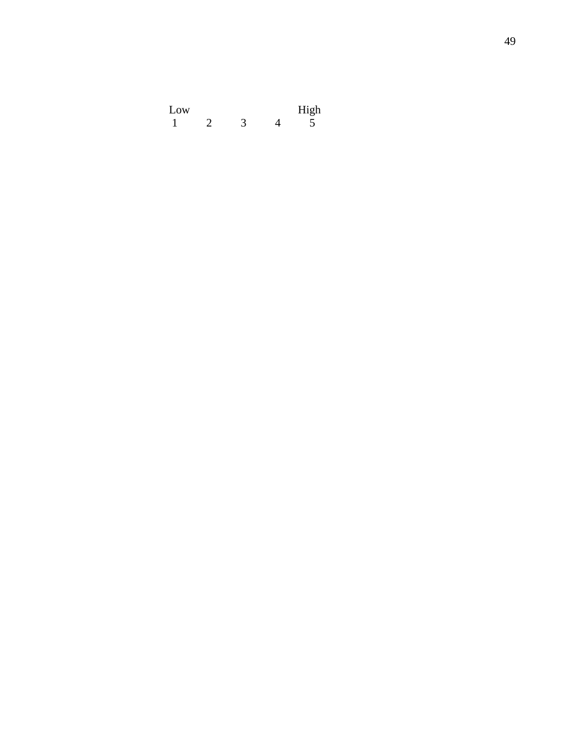| Low | | | | High |
|---|---|---|---|---|
| 1 | 2 | 3 | 4 | 5 |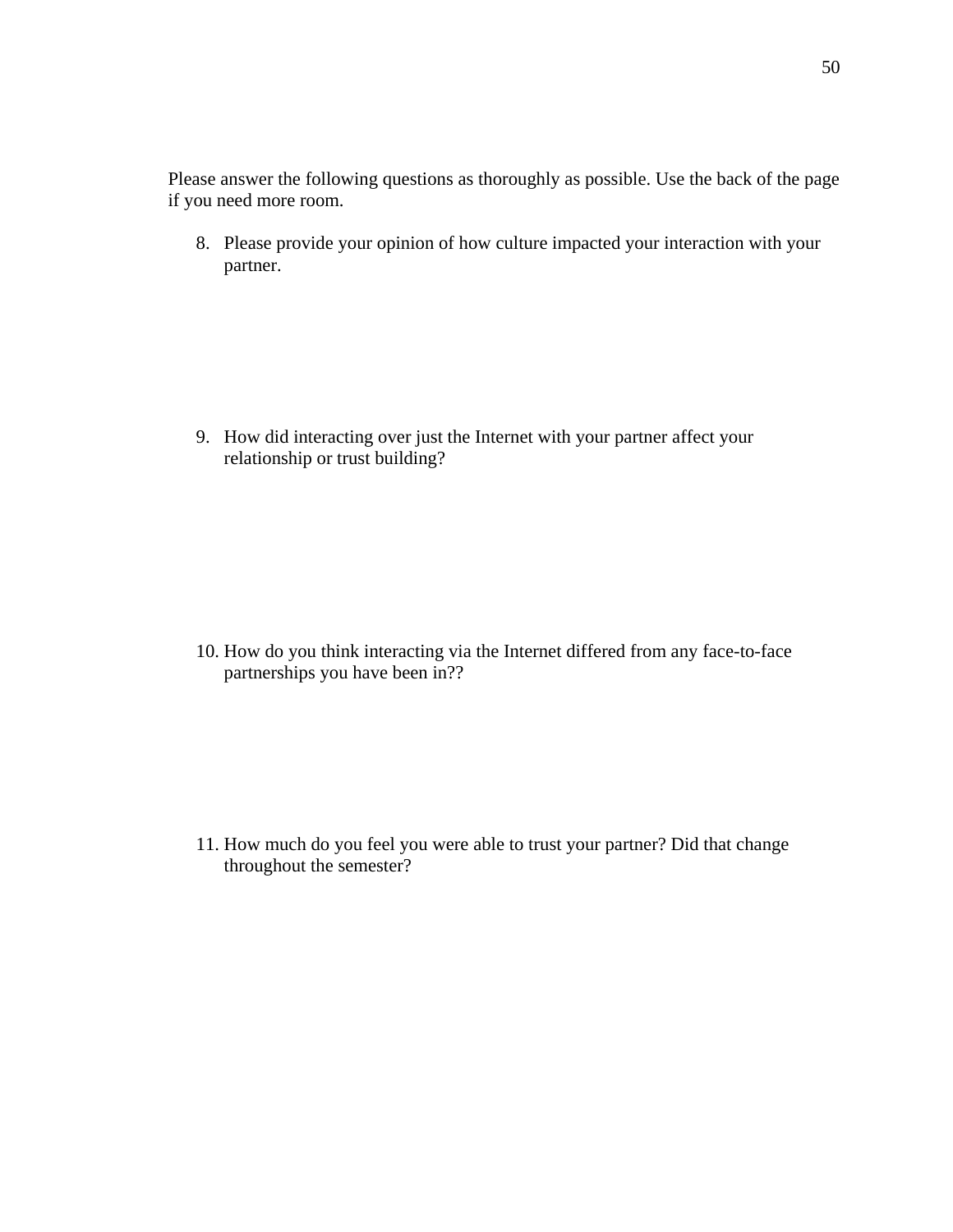Please answer the following questions as thoroughly as possible. Use the back of the page if you need more room.

8. Please provide your opinion of how culture impacted your interaction with your partner.

9. How did interacting over just the Internet with your partner affect your relationship or trust building?

10. How do you think interacting via the Internet differed from any face-to-face partnerships you have been in??

11. How much do you feel you were able to trust your partner? Did that change throughout the semester?